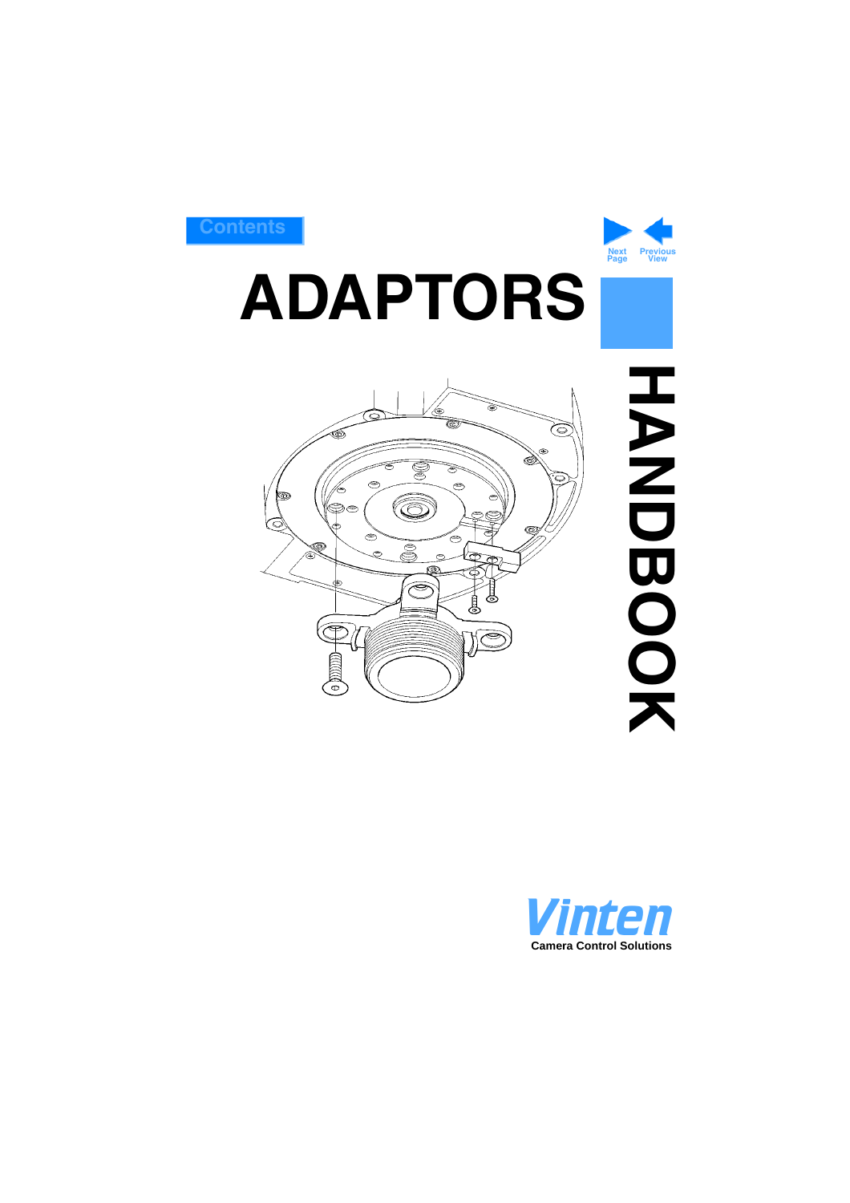Contents

Next Page | Previous View

# ADAPTORS

# HANDBOOK

Vinten

Camera Control Solutions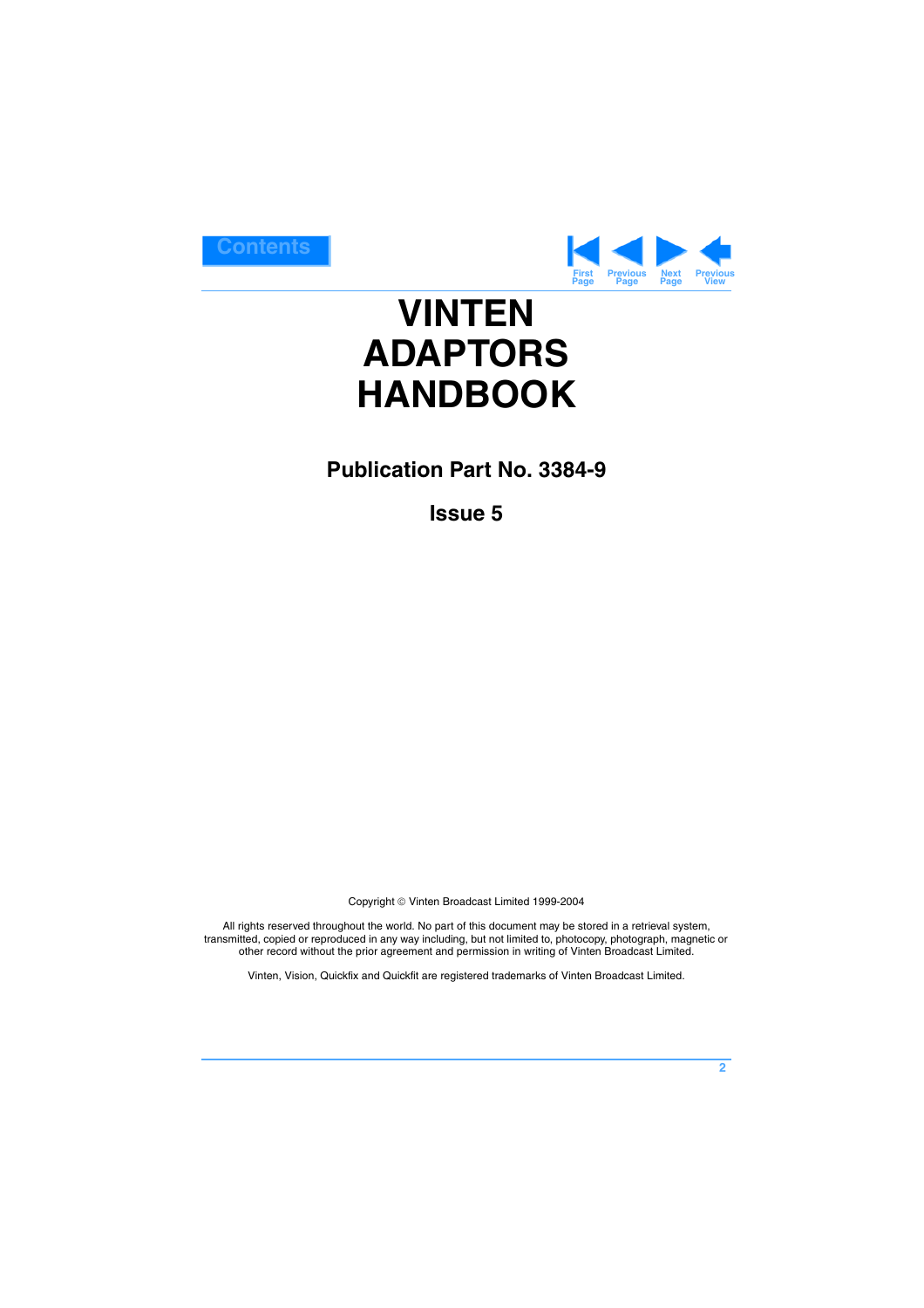# VINTEN ADAPTORS HANDBOOK

**Publication Part No. 3384-9**

**Issue 5**

Copyright © Vinten Broadcast Limited 1999-2004

All rights reserved throughout the world. No part of this document may be stored in a retrieval system, transmitted, copied or reproduced in any way including, but not limited to, photocopy, photograph, magnetic or other record without the prior agreement and permission in writing of Vinten Broadcast Limited.

Vinten, Vision, Quickfix and Quickfit are registered trademarks of Vinten Broadcast Limited.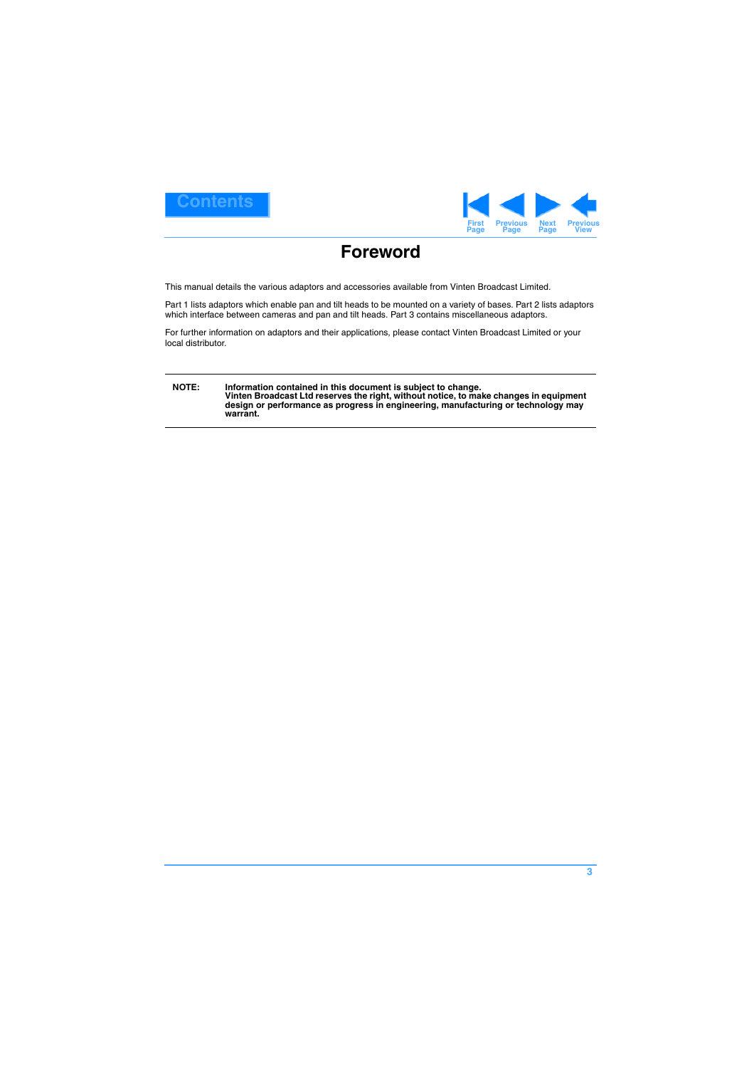# Foreword

This manual details the various adaptors and accessories available from Vinten Broadcast Limited.

Part 1 lists adaptors which enable pan and tilt heads to be mounted on a variety of bases. Part 2 lists adaptors which interface between cameras and pan and tilt heads. Part 3 contains miscellaneous adaptors.

For further information on adaptors and their applications, please contact Vinten Broadcast Limited or your local distributor.

---

**NOTE:** **Information contained in this document is subject to change. Vinten Broadcast Ltd reserves the right, without notice, to make changes in equipment design or performance as progress in engineering, manufacturing or technology may warrant.**

---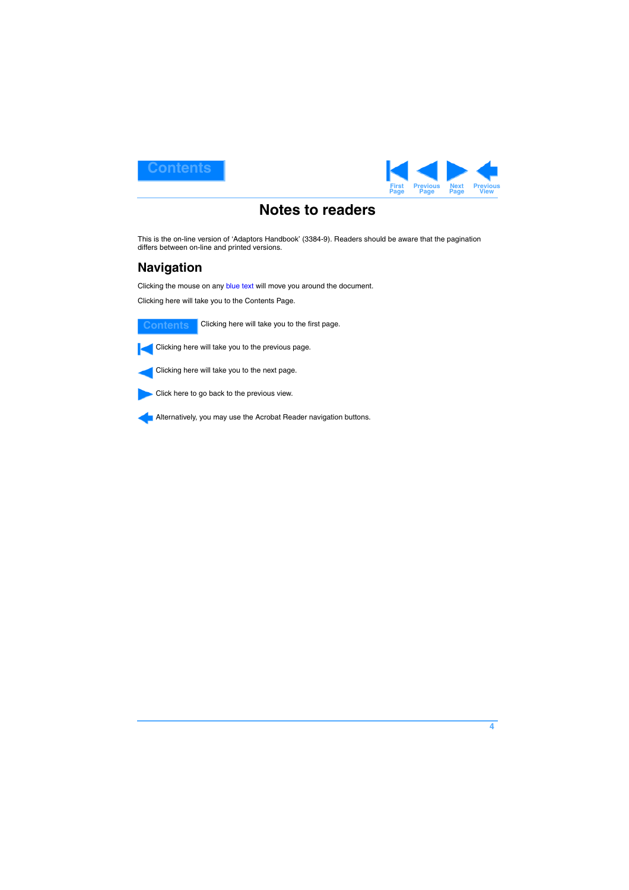# Notes to readers

This is the on-line version of 'Adaptors Handbook' (3384-9). Readers should be aware that the pagination differs between on-line and printed versions.

## Navigation

Clicking the mouse on any blue text will move you around the document.

Clicking here will take you to the Contents Page.

Contents Clicking here will take you to the first page.

Clicking here will take you to the previous page.

Clicking here will take you to the next page.

Click here to go back to the previous view.

Alternatively, you may use the Acrobat Reader navigation buttons.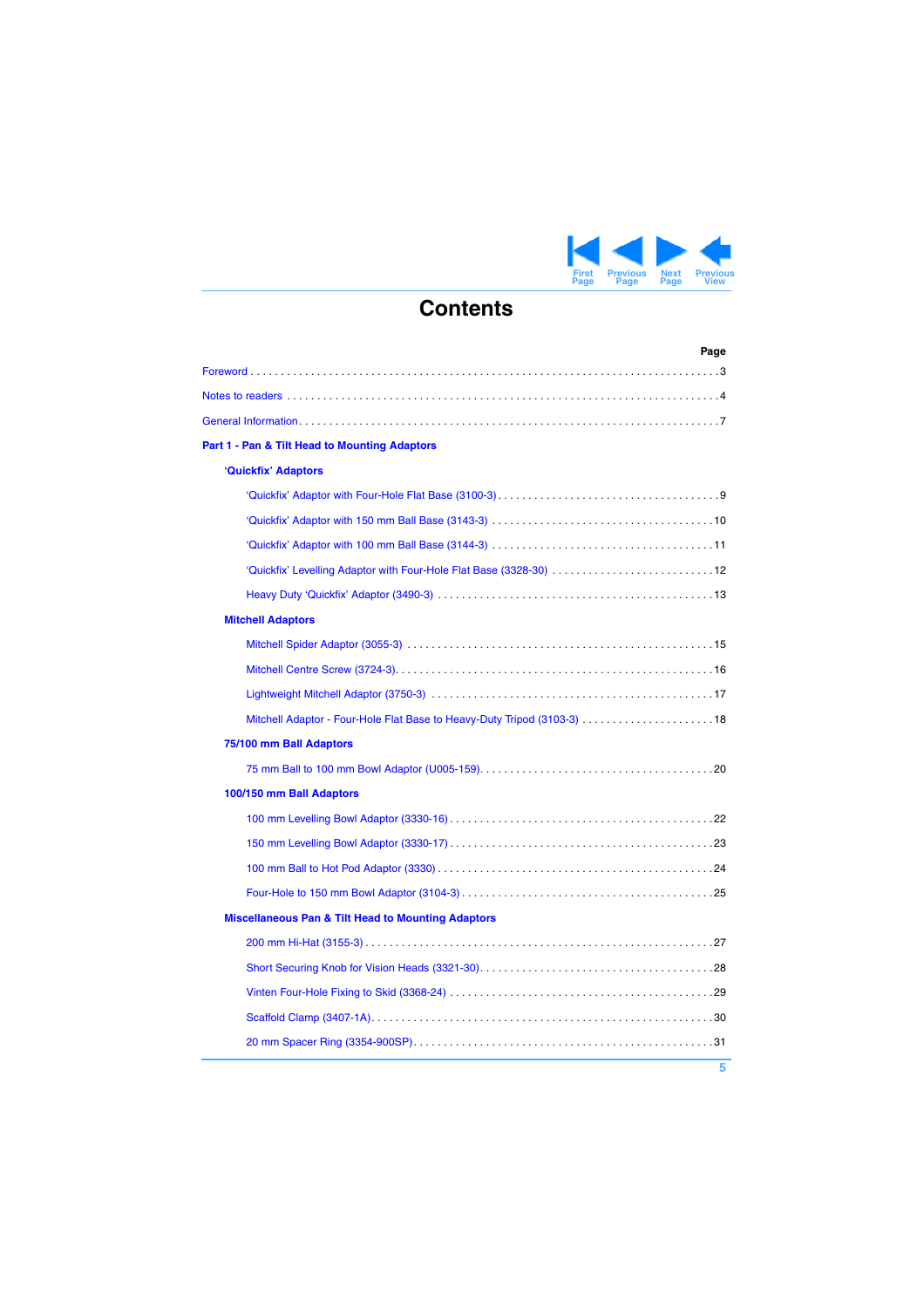# Contents

| | Page |
|---|---|
| Foreword | 3 |
| Notes to readers | 4 |
| General Information | 7 |
| **Part 1 - Pan & Tilt Head to Mounting Adaptors** | |
| **'Quickfix' Adaptors** | |
| 'Quickfix' Adaptor with Four-Hole Flat Base (3100-3) | 9 |
| 'Quickfix' Adaptor with 150 mm Ball Base (3143-3) | 10 |
| 'Quickfix' Adaptor with 100 mm Ball Base (3144-3) | 11 |
| 'Quickfix' Levelling Adaptor with Four-Hole Flat Base (3328-30) | 12 |
| Heavy Duty 'Quickfix' Adaptor (3490-3) | 13 |
| **Mitchell Adaptors** | |
| Mitchell Spider Adaptor (3055-3) | 15 |
| Mitchell Centre Screw (3724-3) | 16 |
| Lightweight Mitchell Adaptor (3750-3) | 17 |
| Mitchell Adaptor - Four-Hole Flat Base to Heavy-Duty Tripod (3103-3) | 18 |
| **75/100 mm Ball Adaptors** | |
| 75 mm Ball to 100 mm Bowl Adaptor (U005-159) | 20 |
| **100/150 mm Ball Adaptors** | |
| 100 mm Levelling Bowl Adaptor (3330-16) | 22 |
| 150 mm Levelling Bowl Adaptor (3330-17) | 23 |
| 100 mm Ball to Hot Pod Adaptor (3330) | 24 |
| Four-Hole to 150 mm Bowl Adaptor (3104-3) | 25 |
| **Miscellaneous Pan & Tilt Head to Mounting Adaptors** | |
| 200 mm Hi-Hat (3155-3) | 27 |
| Short Securing Knob for Vision Heads (3321-30) | 28 |
| Vinten Four-Hole Fixing to Skid (3368-24) | 29 |
| Scaffold Clamp (3407-1A) | 30 |
| 20 mm Spacer Ring (3354-900SP) | 31 |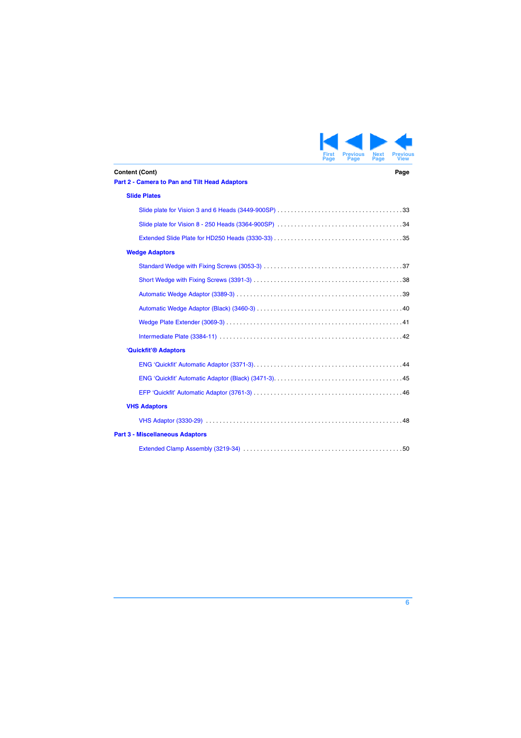**Content (Cont)** **Page**

## Part 2 - Camera to Pan and Tilt Head Adaptors

### Slide Plates

Slide plate for Vision 3 and 6 Heads (3449-900SP) . . . . . . . . . . 33

Slide plate for Vision 8 - 250 Heads (3364-900SP) . . . . . . . . . . 34

Extended Slide Plate for HD250 Heads (3330-33) . . . . . . . . . . 35

### Wedge Adaptors

Standard Wedge with Fixing Screws (3053-3) . . . . . . . . . . 37

Short Wedge with Fixing Screws (3391-3) . . . . . . . . . . 38

Automatic Wedge Adaptor (3389-3) . . . . . . . . . . 39

Automatic Wedge Adaptor (Black) (3460-3) . . . . . . . . . . 40

Wedge Plate Extender (3069-3) . . . . . . . . . . 41

Intermediate Plate (3384-11) . . . . . . . . . . 42

### ‘Quickfit’® Adaptors

ENG ‘Quickfit’ Automatic Adaptor (3371-3). . . . . . . . . . 44

ENG ‘Quickfit’ Automatic Adaptor (Black) (3471-3). . . . . . . . . . 45

EFP ‘Quickfit’ Automatic Adaptor (3761-3) . . . . . . . . . . 46

### VHS Adaptors

VHS Adaptor (3330-29) . . . . . . . . . . 48

## Part 3 - Miscellaneous Adaptors

Extended Clamp Assembly (3219-34) . . . . . . . . . . 50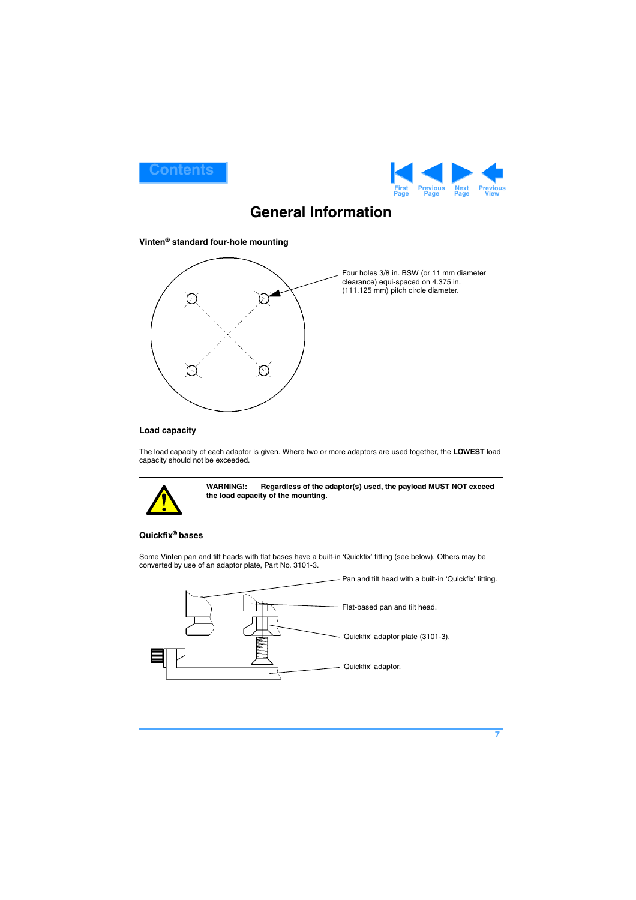# General Information

### Vinten® standard four-hole mounting

Four holes 3/8 in. BSW (or 11 mm diameter clearance) equi-spaced on 4.375 in. (111.125 mm) pitch circle diameter.

### Load capacity

The load capacity of each adaptor is given. Where two or more adaptors are used together, the **LOWEST** load capacity should not be exceeded.

**WARNING!: Regardless of the adaptor(s) used, the payload MUST NOT exceed the load capacity of the mounting.**

### Quickfix® bases

Some Vinten pan and tilt heads with flat bases have a built-in 'Quickfix' fitting (see below). Others may be converted by use of an adaptor plate, Part No. 3101-3.

Pan and tilt head with a built-in 'Quickfix' fitting.

Flat-based pan and tilt head.

'Quickfix' adaptor plate (3101-3).

'Quickfix' adaptor.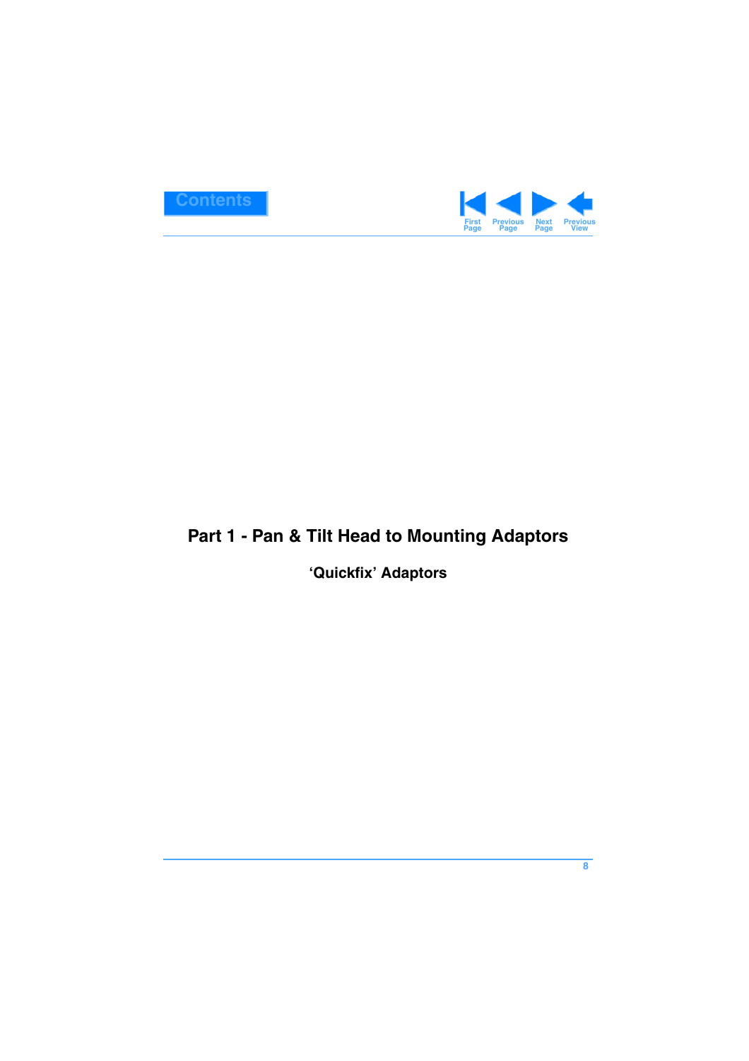# Part 1 - Pan & Tilt Head to Mounting Adaptors

## 'Quickfix' Adaptors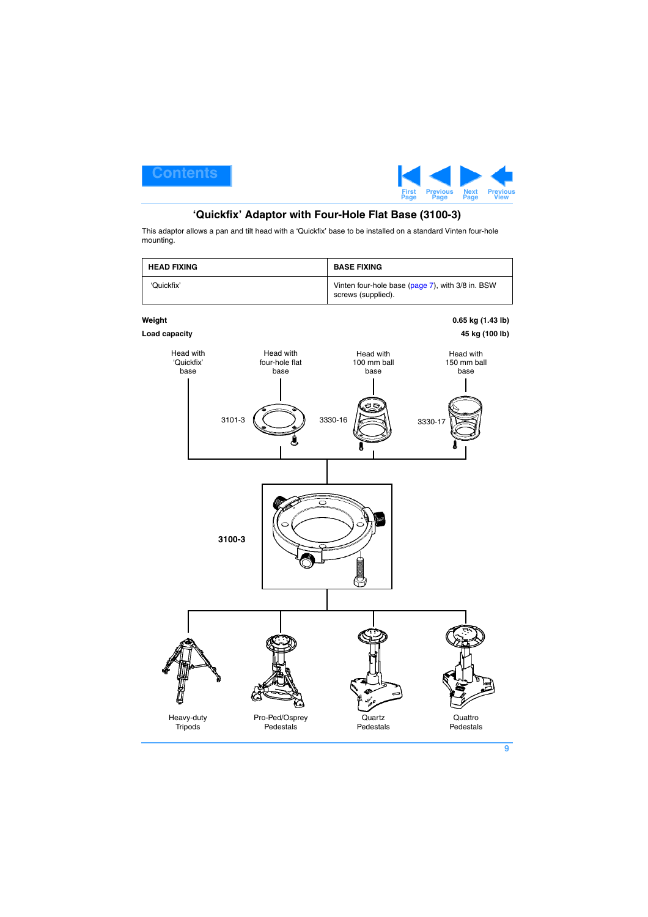# 'Quickfix' Adaptor with Four-Hole Flat Base (3100-3)

This adaptor allows a pan and tilt head with a 'Quickfix' base to be installed on a standard Vinten four-hole mounting.

| HEAD FIXING | BASE FIXING |
|---|---|
| 'Quickfix' | Vinten four-hole base (page 7), with 3/8 in. BSW screws (supplied). |

**Weight** **0.65 kg (1.43 lb)**

**Load capacity** **45 kg (100 lb)**

Head with 'Quickfix' base

Head with four-hole flat base

Head with 100 mm ball base

Head with 150 mm ball base

3101-3

3330-16

3330-17

**3100-3**

Heavy-duty Tripods

Pro-Ped/Osprey Pedestals

Quartz Pedestals

Quattro Pedestals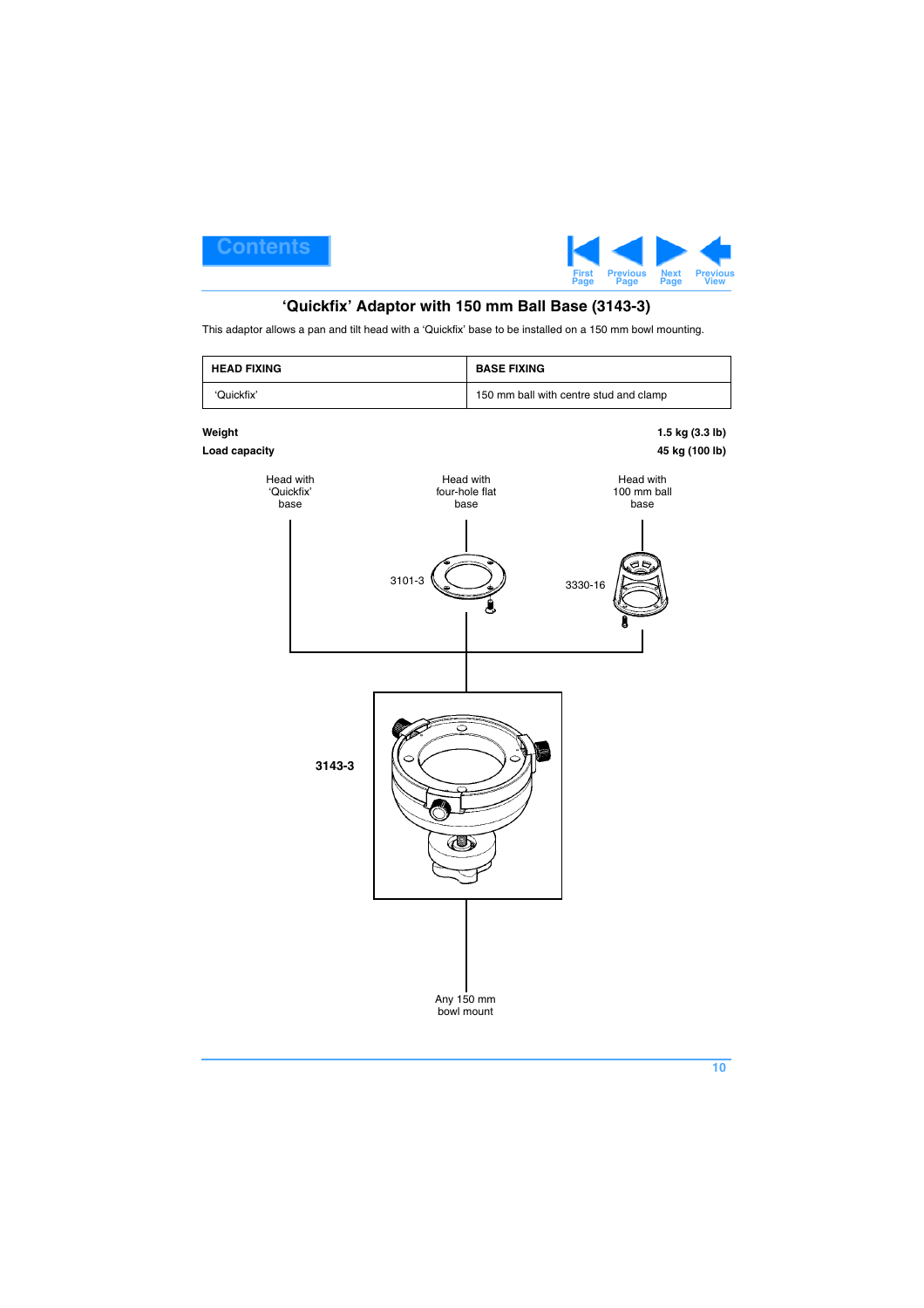## ‘Quickfix’ Adaptor with 150 mm Ball Base (3143-3)

This adaptor allows a pan and tilt head with a ‘Quickfix’ base to be installed on a 150 mm bowl mounting.

| HEAD FIXING | BASE FIXING |
|---|---|
| ‘Quickfix’ | 150 mm ball with centre stud and clamp |

**Weight** **1.5 kg (3.3 lb)**

**Load capacity** **45 kg (100 lb)**

Head with ‘Quickfix’ base

Head with four-hole flat base

Head with 100 mm ball base

3101-3

3330-16

**3143-3**

Any 150 mm bowl mount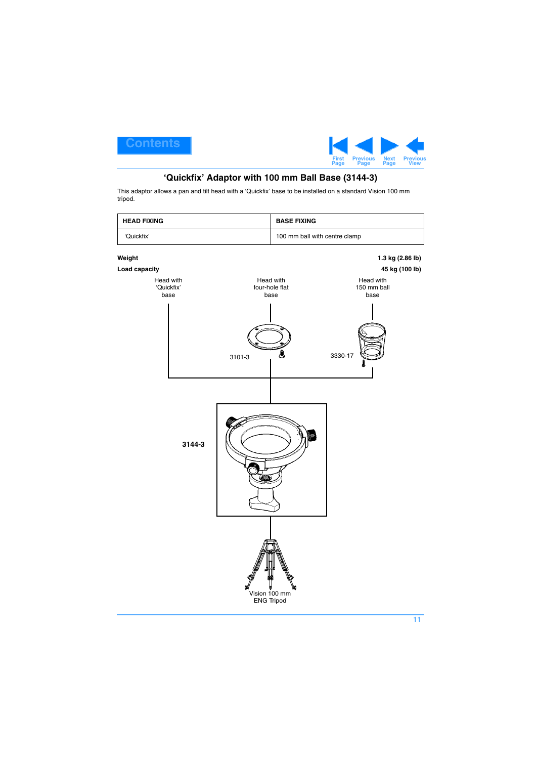## ‘Quickfix’ Adaptor with 100 mm Ball Base (3144-3)

This adaptor allows a pan and tilt head with a ‘Quickfix’ base to be installed on a standard Vision 100 mm tripod.

| HEAD FIXING | BASE FIXING |
|---|---|
| ‘Quickfix’ | 100 mm ball with centre clamp |

**Weight** **1.3 kg (2.86 lb)**

**Load capacity** **45 kg (100 lb)**

Head with ‘Quickfix’ base

Head with four-hole flat base

Head with 150 mm ball base

3101-3

3330-17

**3144-3**

Vision 100 mm ENG Tripod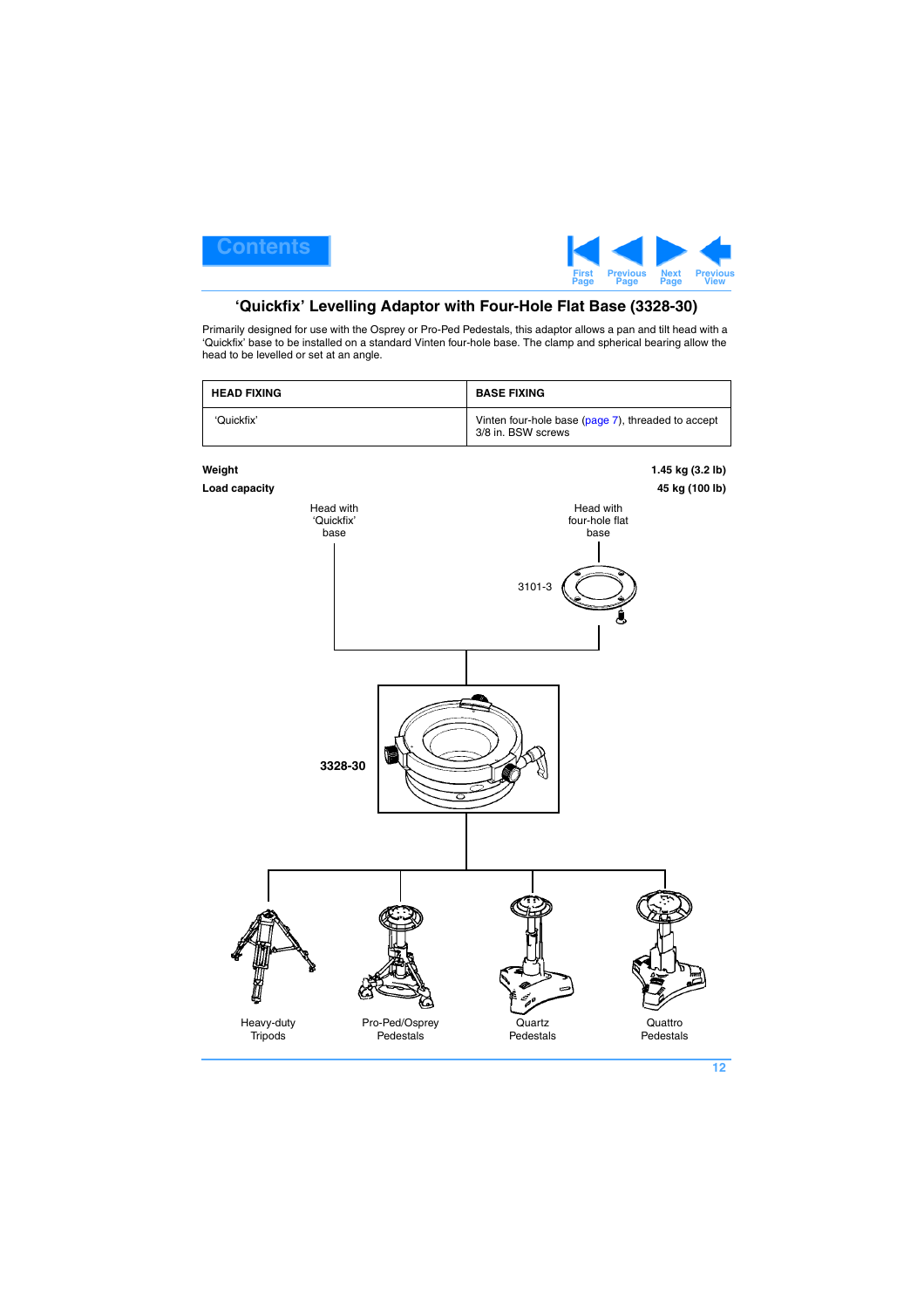## 'Quickfix' Levelling Adaptor with Four-Hole Flat Base (3328-30)

Primarily designed for use with the Osprey or Pro-Ped Pedestals, this adaptor allows a pan and tilt head with a 'Quickfix' base to be installed on a standard Vinten four-hole base. The clamp and spherical bearing allow the head to be levelled or set at an angle.

| HEAD FIXING | BASE FIXING |
|---|---|
| 'Quickfix' | Vinten four-hole base (page 7), threaded to accept 3/8 in. BSW screws |

**Weight** **1.45 kg (3.2 lb)**

**Load capacity** **45 kg (100 lb)**

Head with 'Quickfix' base

Head with four-hole flat base

3101-3

**3328-30**

Heavy-duty Tripods

Pro-Ped/Osprey Pedestals

Quartz Pedestals

Quattro Pedestals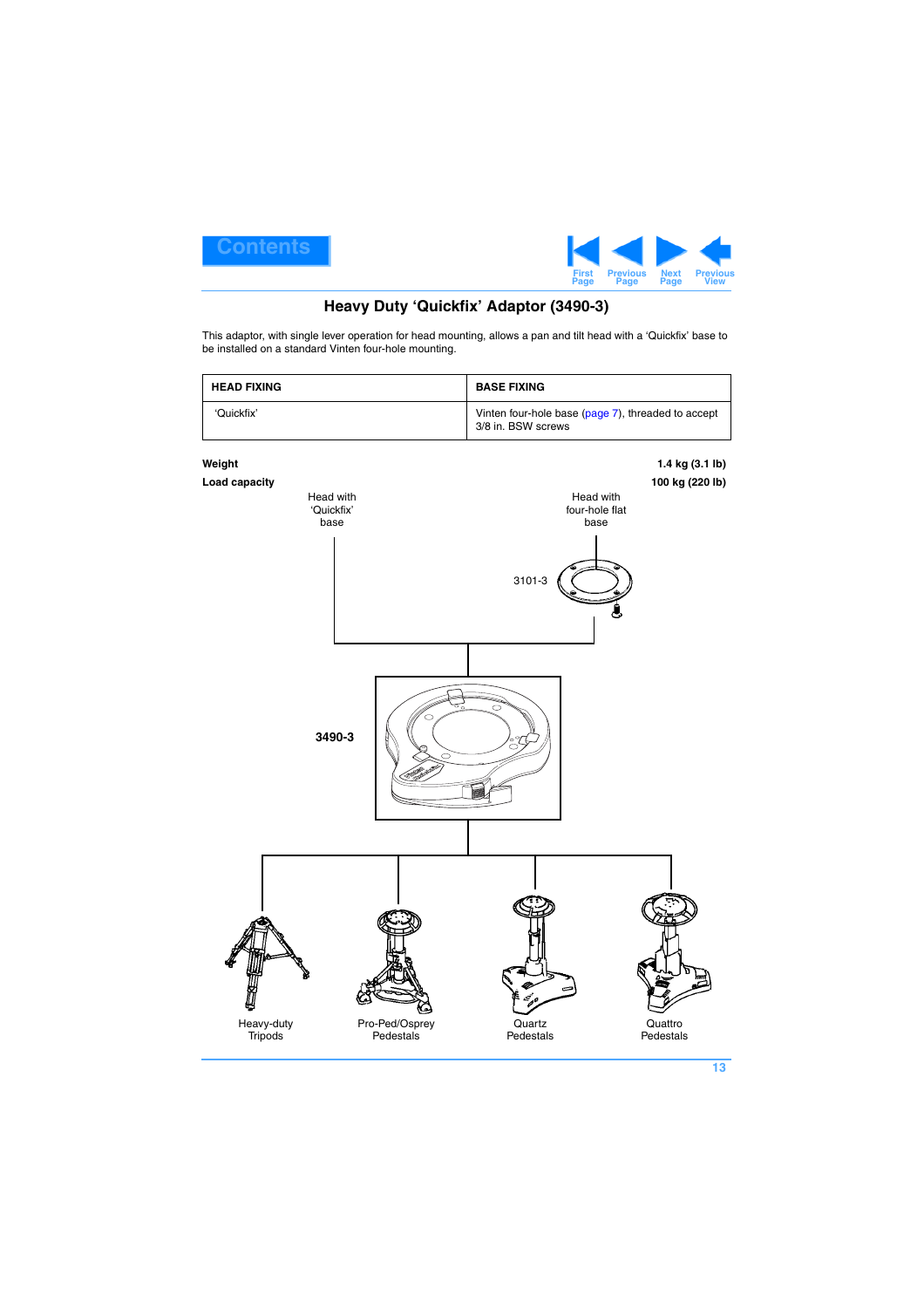## Heavy Duty ‘Quickfix’ Adaptor (3490-3)

This adaptor, with single lever operation for head mounting, allows a pan and tilt head with a ‘Quickfix’ base to be installed on a standard Vinten four-hole mounting.

| HEAD FIXING | BASE FIXING |
| --- | --- |
| ‘Quickfix’ | Vinten four-hole base (page 7), threaded to accept 3/8 in. BSW screws |

**Weight** **1.4 kg (3.1 lb)**

**Load capacity** **100 kg (220 lb)**

Head with ‘Quickfix’ base

Head with four-hole flat base

3101-3

**3490-3**

Heavy-duty Tripods

Pro-Ped/Osprey Pedestals

Quartz Pedestals

Quattro Pedestals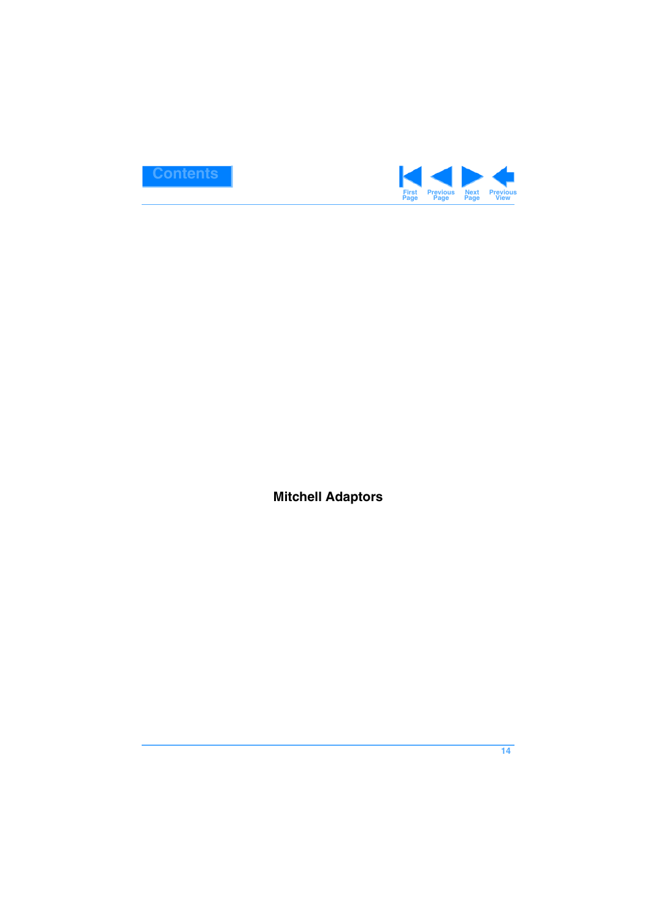# Mitchell Adaptors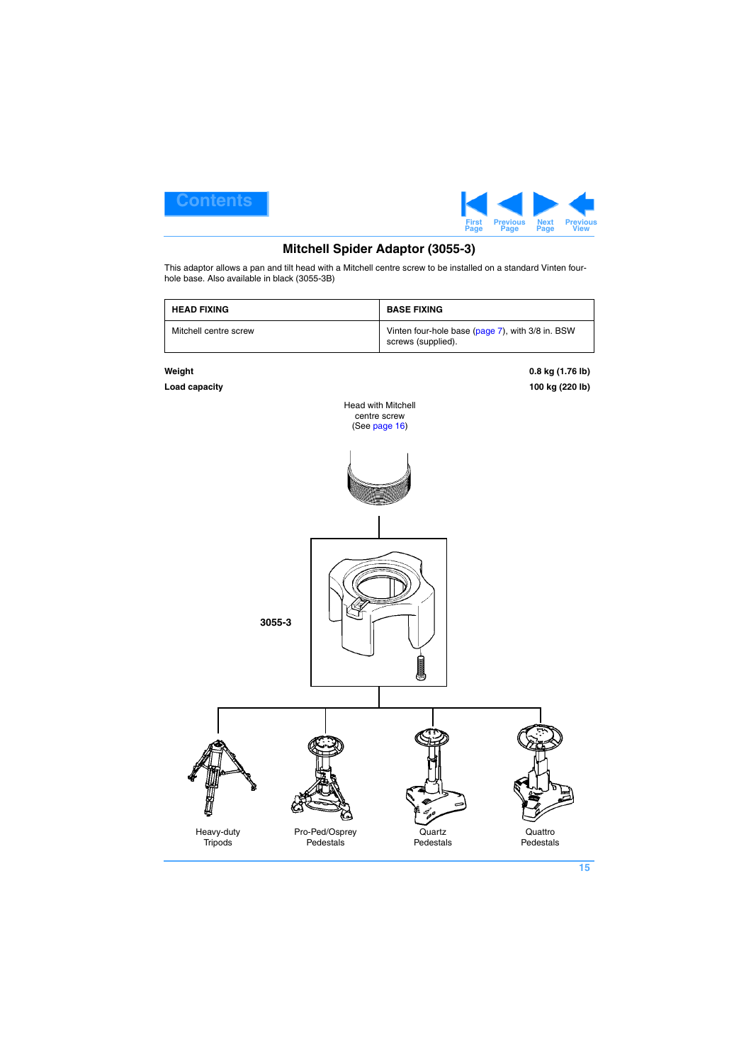# Mitchell Spider Adaptor (3055-3)

This adaptor allows a pan and tilt head with a Mitchell centre screw to be installed on a standard Vinten four-hole base. Also available in black (3055-3B)

| HEAD FIXING | BASE FIXING |
| --- | --- |
| Mitchell centre screw | Vinten four-hole base (page 7), with 3/8 in. BSW screws (supplied). |

**Weight** **0.8 kg (1.76 lb)**

**Load capacity** **100 kg (220 lb)**

Head with Mitchell centre screw (See page 16)

**3055-3**

Heavy-duty Tripods

Pro-Ped/Osprey Pedestals

Quartz Pedestals

Quattro Pedestals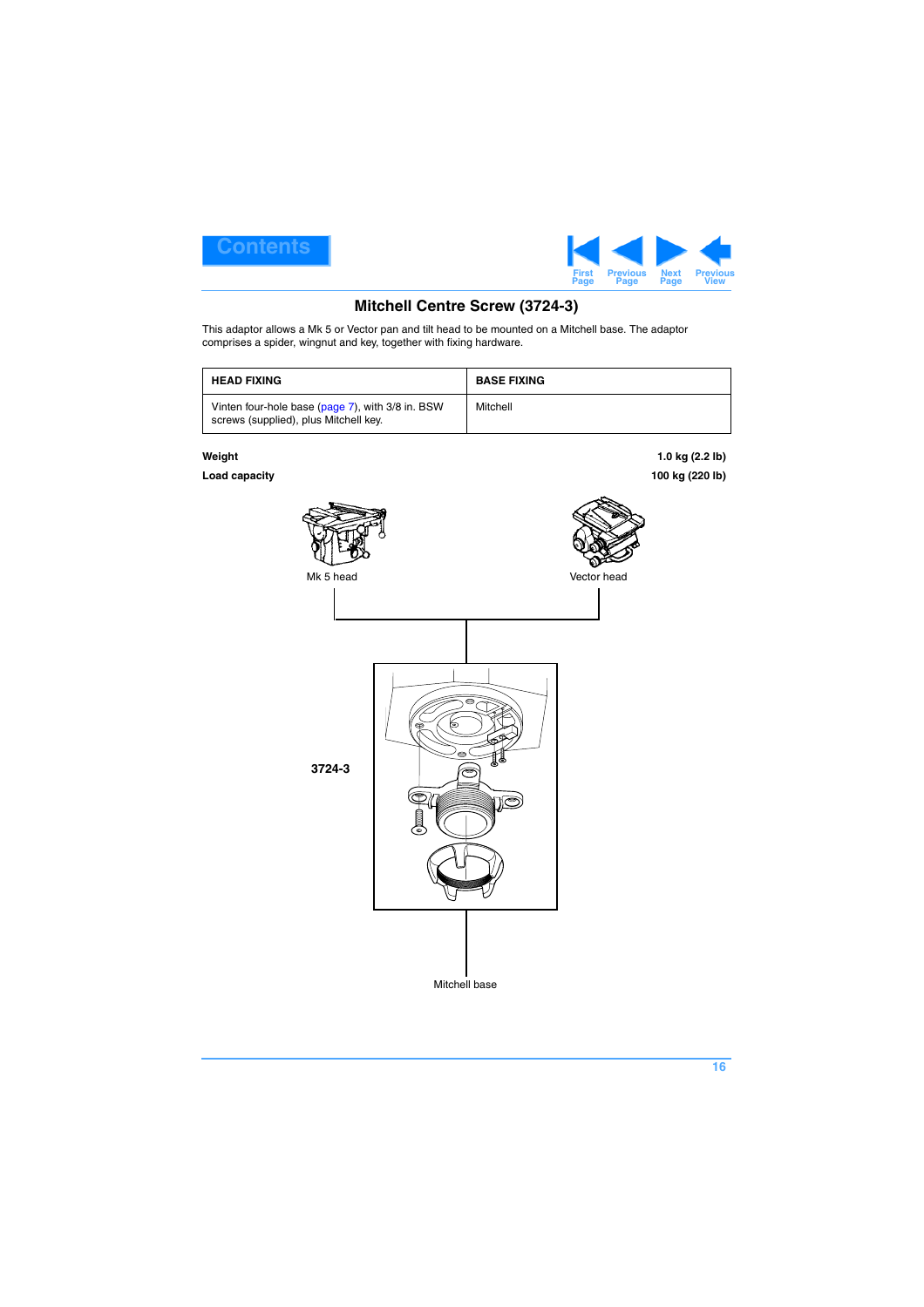## Mitchell Centre Screw (3724-3)

This adaptor allows a Mk 5 or Vector pan and tilt head to be mounted on a Mitchell base. The adaptor comprises a spider, wingnut and key, together with fixing hardware.

| HEAD FIXING | BASE FIXING |
|---|---|
| Vinten four-hole base (page 7), with 3/8 in. BSW screws (supplied), plus Mitchell key. | Mitchell |

**Weight** **1.0 kg (2.2 lb)**

**Load capacity** **100 kg (220 lb)**

Mk 5 head

Vector head

**3724-3**

Mitchell base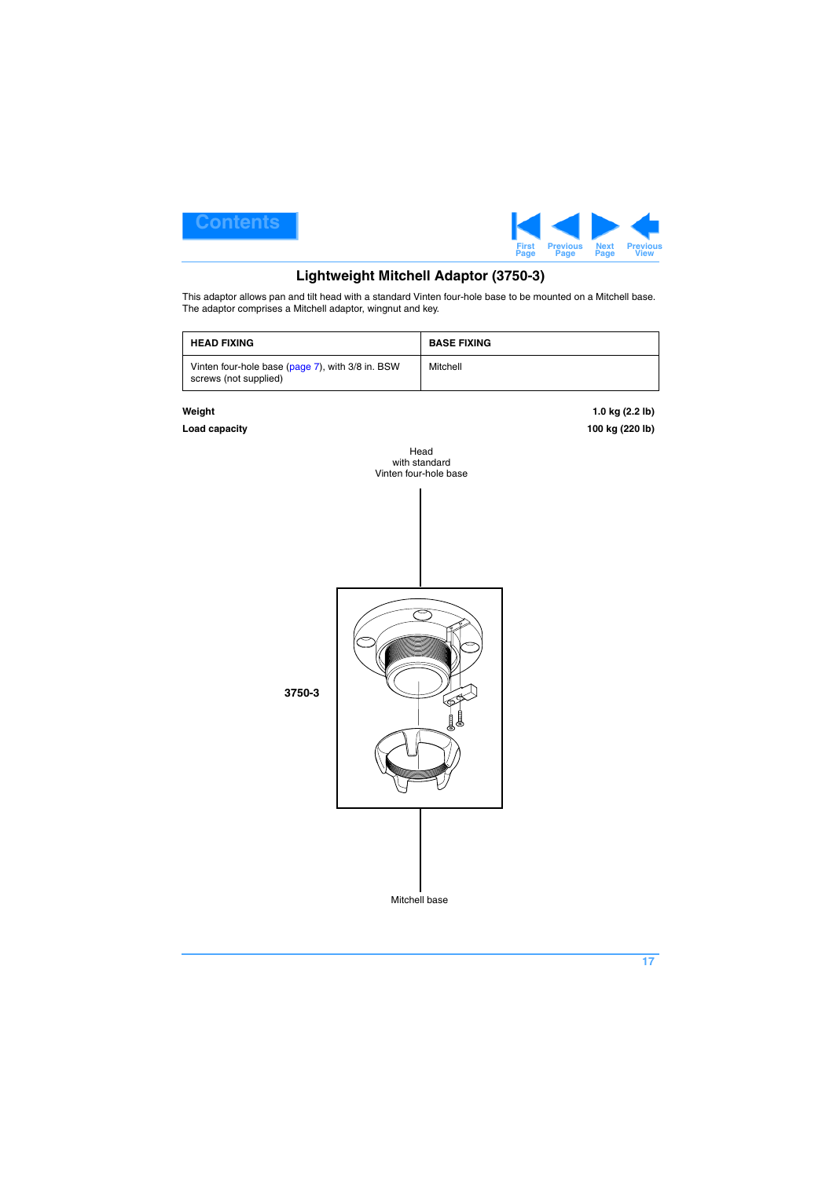## Lightweight Mitchell Adaptor (3750-3)

This adaptor allows pan and tilt head with a standard Vinten four-hole base to be mounted on a Mitchell base. The adaptor comprises a Mitchell adaptor, wingnut and key.

| HEAD FIXING | BASE FIXING |
|---|---|
| Vinten four-hole base (page 7), with 3/8 in. BSW screws (not supplied) | Mitchell |

**Weight** **1.0 kg (2.2 lb)**

**Load capacity** **100 kg (220 lb)**

Head with standard Vinten four-hole base

**3750-3**

Mitchell base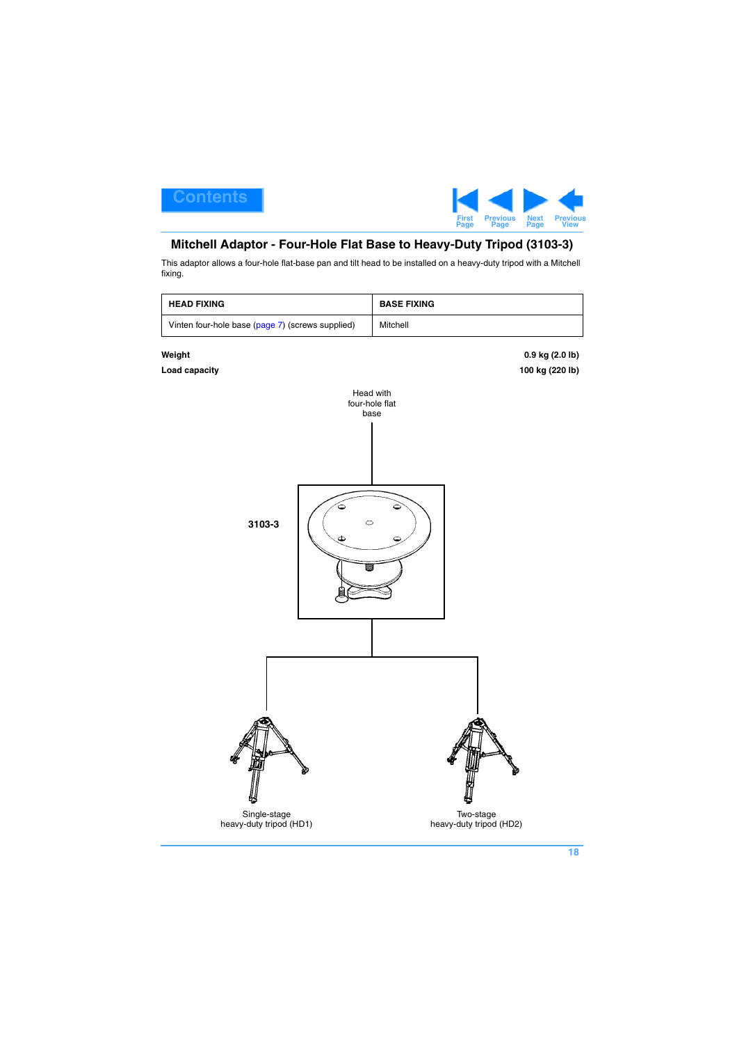## Mitchell Adaptor - Four-Hole Flat Base to Heavy-Duty Tripod (3103-3)

This adaptor allows a four-hole flat-base pan and tilt head to be installed on a heavy-duty tripod with a Mitchell fixing.

| HEAD FIXING | BASE FIXING |
|---|---|
| Vinten four-hole base (page 7) (screws supplied) | Mitchell |

**Weight** **0.9 kg (2.0 lb)**

**Load capacity** **100 kg (220 lb)**

Head with four-hole flat base

**3103-3**

Single-stage heavy-duty tripod (HD1)

Two-stage heavy-duty tripod (HD2)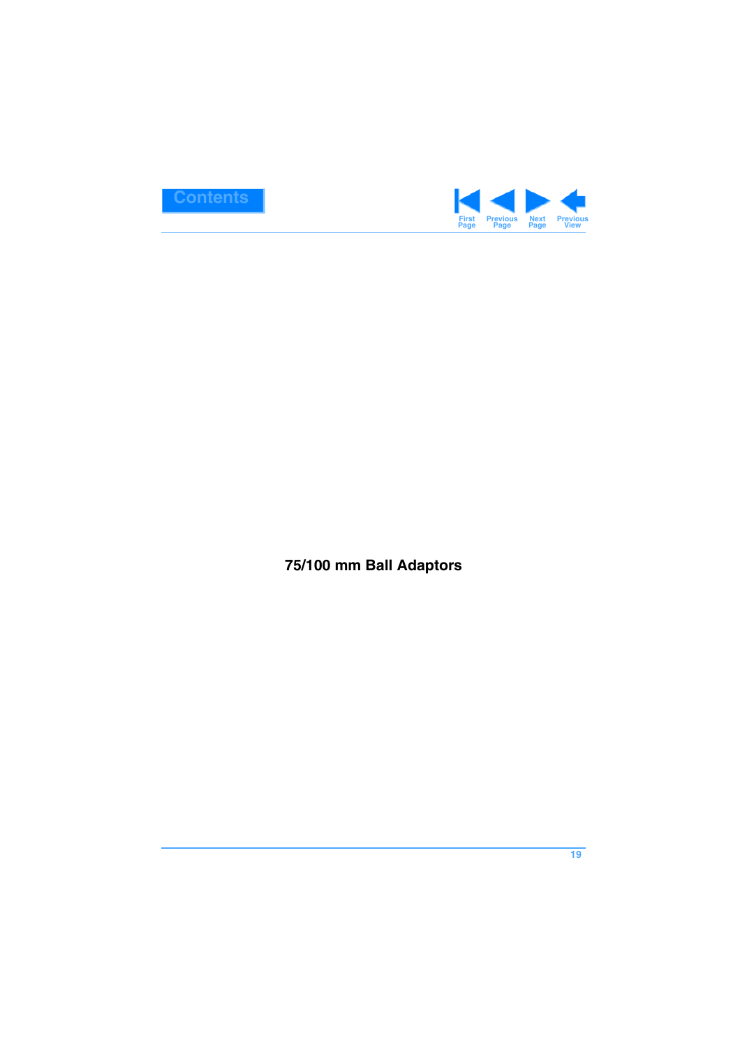# 75/100 mm Ball Adaptors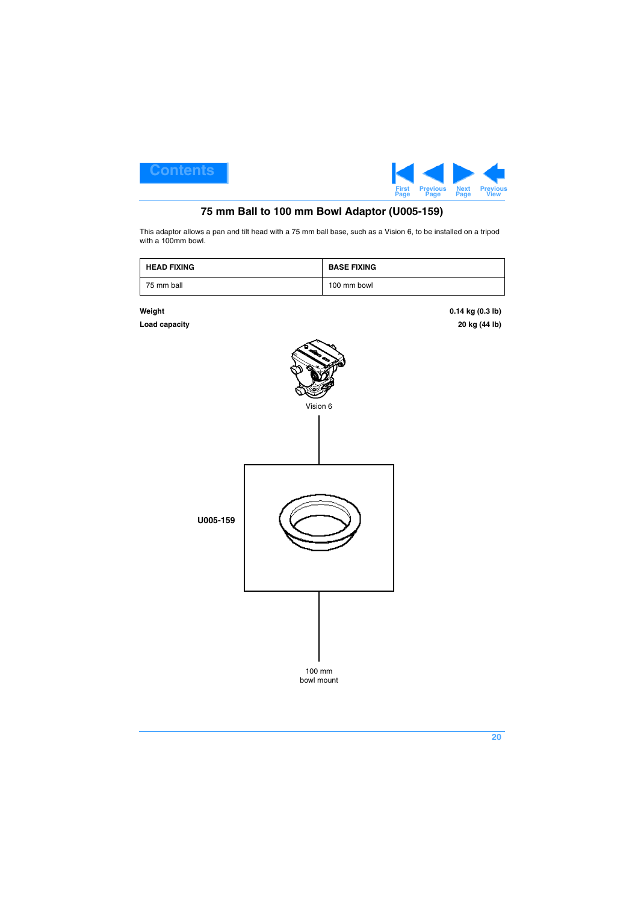## 75 mm Ball to 100 mm Bowl Adaptor (U005-159)

This adaptor allows a pan and tilt head with a 75 mm ball base, such as a Vision 6, to be installed on a tripod with a 100mm bowl.

| HEAD FIXING | BASE FIXING |
|---|---|
| 75 mm ball | 100 mm bowl |

**Weight** **0.14 kg (0.3 lb)**

**Load capacity** **20 kg (44 lb)**

Vision 6

**U005-159**

100 mm
bowl mount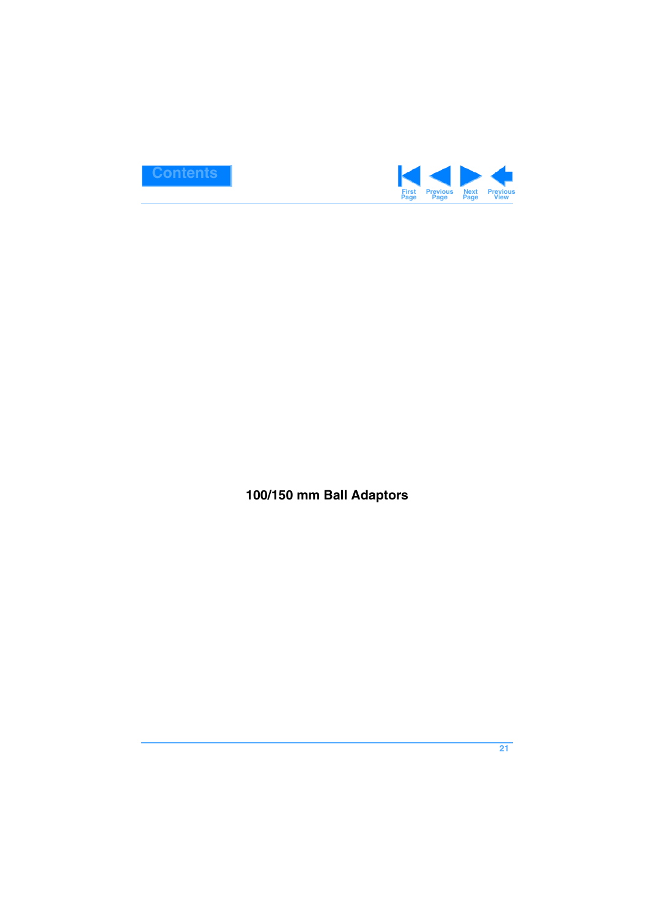# 100/150 mm Ball Adaptors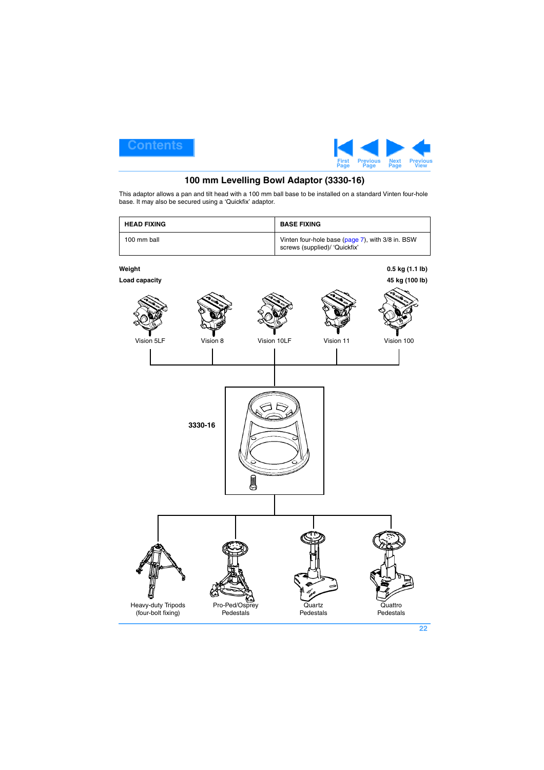## 100 mm Levelling Bowl Adaptor (3330-16)

This adaptor allows a pan and tilt head with a 100 mm ball base to be installed on a standard Vinten four-hole base. It may also be secured using a 'Quickfix' adaptor.

| HEAD FIXING | BASE FIXING |
|---|---|
| 100 mm ball | Vinten four-hole base (page 7), with 3/8 in. BSW screws (supplied)/ 'Quickfix' |

**Weight** **0.5 kg (1.1 lb)**

**Load capacity** **45 kg (100 lb)**

Vision 5LF

Vision 8

Vision 10LF

Vision 11

Vision 100

**3330-16**

Heavy-duty Tripods (four-bolt fixing)

Pro-Ped/Osprey Pedestals

Quartz Pedestals

Quattro Pedestals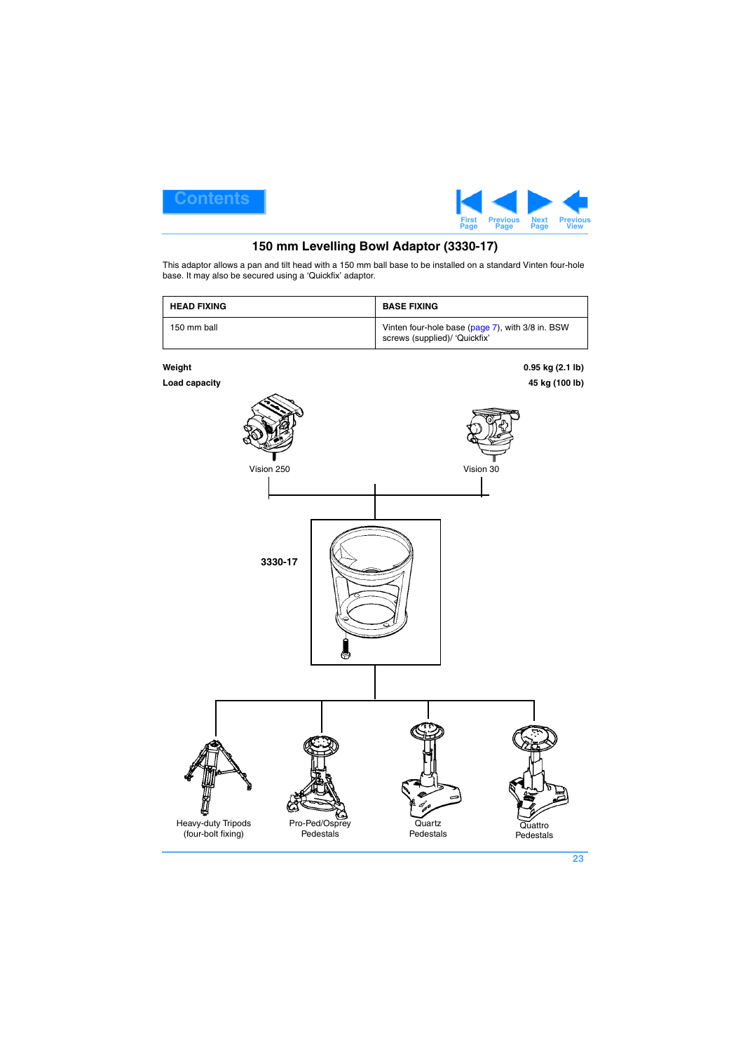## 150 mm Levelling Bowl Adaptor (3330-17)

This adaptor allows a pan and tilt head with a 150 mm ball base to be installed on a standard Vinten four-hole base. It may also be secured using a ‘Quickfix’ adaptor.

| HEAD FIXING | BASE FIXING |
|---|---|
| 150 mm ball | Vinten four-hole base (page 7), with 3/8 in. BSW screws (supplied)/ ‘Quickfix’ |

**Weight** **0.95 kg (2.1 lb)**

**Load capacity** **45 kg (100 lb)**

Vision 250

Vision 30

**3330-17**

Heavy-duty Tripods (four-bolt fixing)

Pro-Ped/Osprey Pedestals

Quartz Pedestals

Quattro Pedestals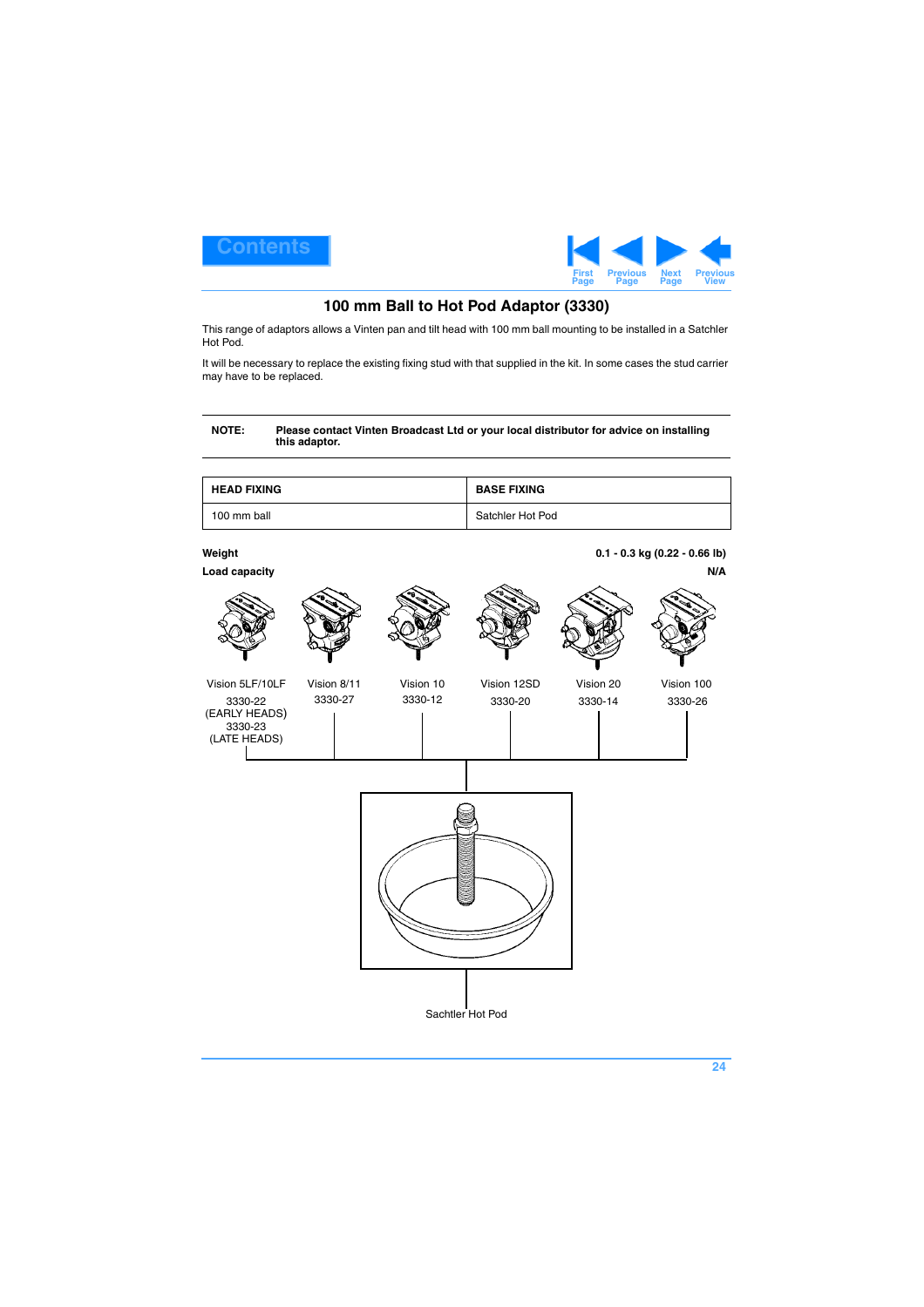# 100 mm Ball to Hot Pod Adaptor (3330)

This range of adaptors allows a Vinten pan and tilt head with 100 mm ball mounting to be installed in a Satchler Hot Pod.

It will be necessary to replace the existing fixing stud with that supplied in the kit. In some cases the stud carrier may have to be replaced.

---

**NOTE:** **Please contact Vinten Broadcast Ltd or your local distributor for advice on installing this adaptor.**

---

| HEAD FIXING | BASE FIXING |
|---|---|
| 100 mm ball | Satchler Hot Pod |

**Weight** 0.1 - 0.3 kg (0.22 - 0.66 lb)

**Load capacity** N/A

Vision 5LF/10LF
3330-22 (EARLY HEADS)
3330-23 (LATE HEADS)

Vision 8/11
3330-27

Vision 10
3330-12

Vision 12SD
3330-20

Vision 20
3330-14

Vision 100
3330-26

Sachtler Hot Pod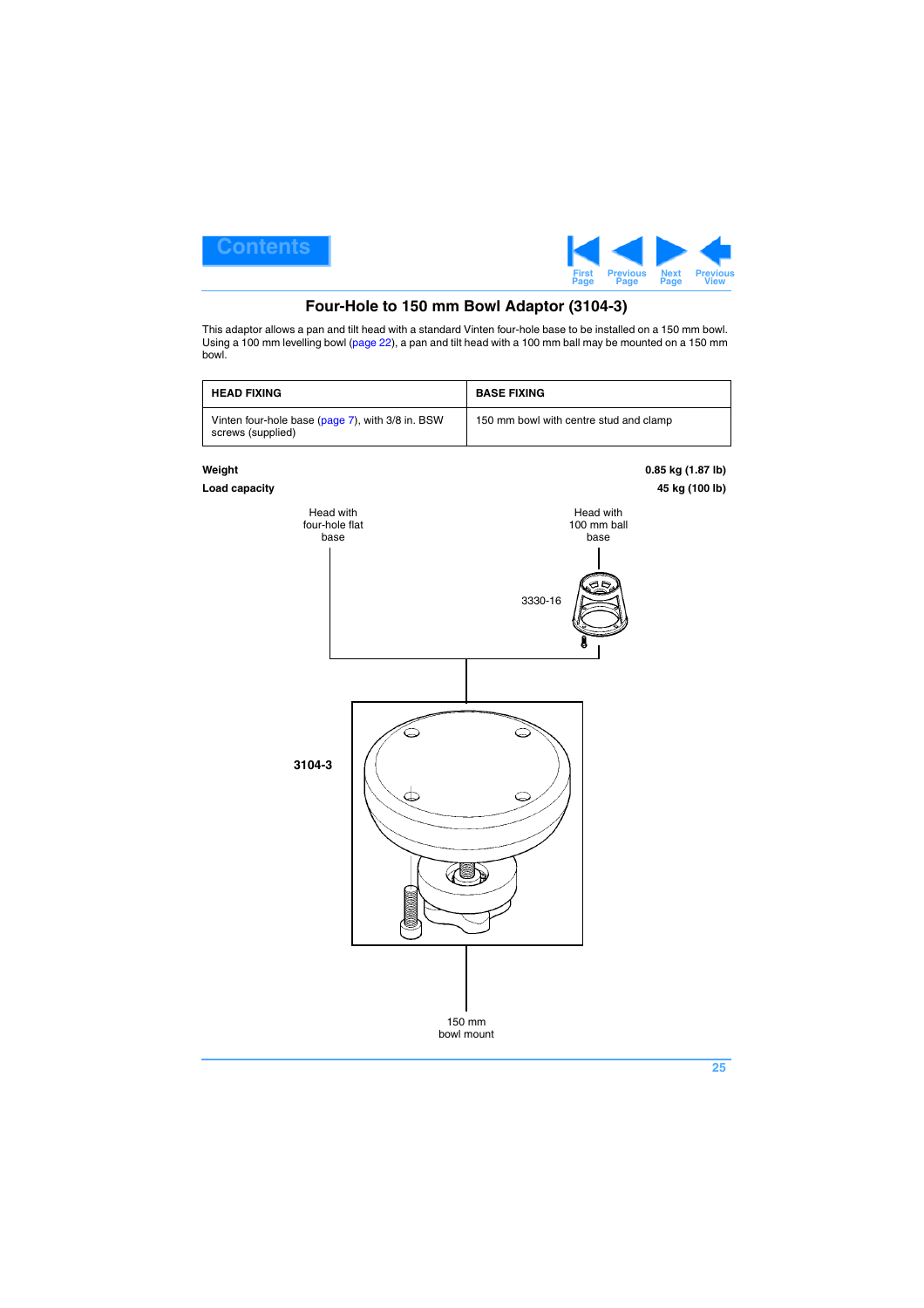# Four-Hole to 150 mm Bowl Adaptor (3104-3)

This adaptor allows a pan and tilt head with a standard Vinten four-hole base to be installed on a 150 mm bowl. Using a 100 mm levelling bowl (page 22), a pan and tilt head with a 100 mm ball may be mounted on a 150 mm bowl.

| HEAD FIXING | BASE FIXING |
|---|---|
| Vinten four-hole base (page 7), with 3/8 in. BSW screws (supplied) | 150 mm bowl with centre stud and clamp |

**Weight** **0.85 kg (1.87 lb)**

**Load capacity** **45 kg (100 lb)**

Head with four-hole flat base

Head with 100 mm ball base

3330-16

**3104-3**

150 mm bowl mount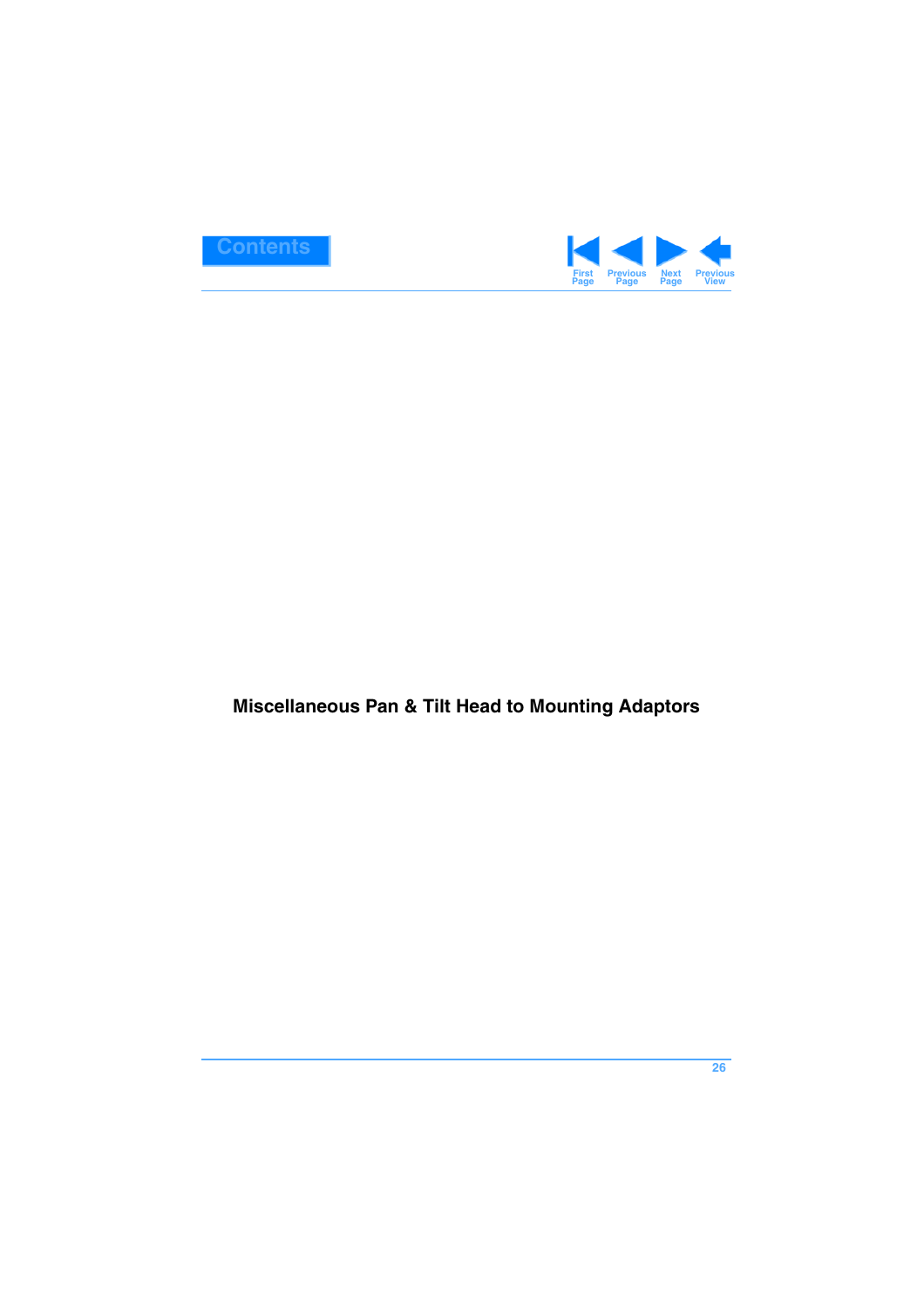# Miscellaneous Pan & Tilt Head to Mounting Adaptors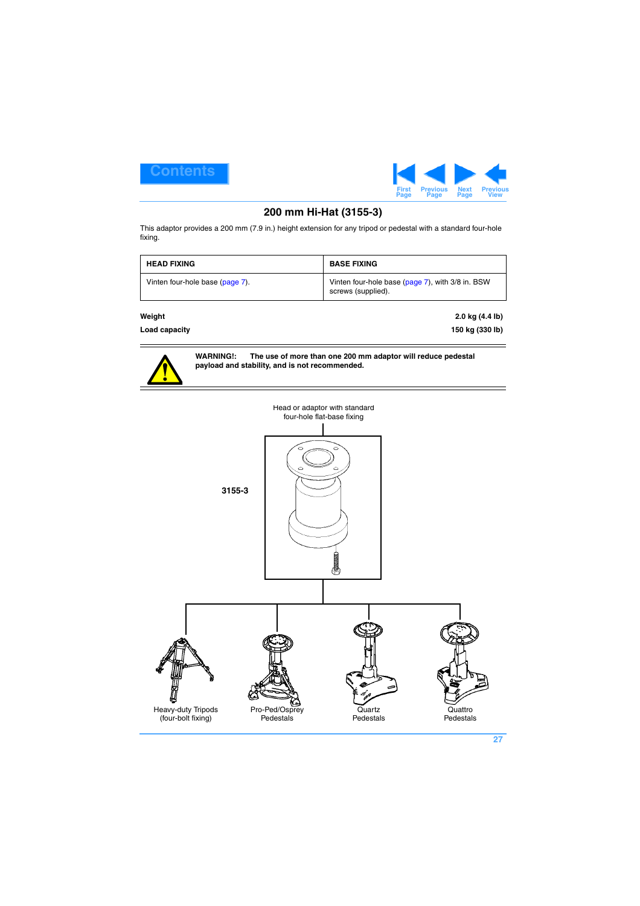## 200 mm Hi-Hat (3155-3)

This adaptor provides a 200 mm (7.9 in.) height extension for any tripod or pedestal with a standard four-hole fixing.

| HEAD FIXING | BASE FIXING |
|---|---|
| Vinten four-hole base (page 7). | Vinten four-hole base (page 7), with 3/8 in. BSW screws (supplied). |

**Weight** — **2.0 kg (4.4 lb)**

**Load capacity** — **150 kg (330 lb)**

**WARNING!: The use of more than one 200 mm adaptor will reduce pedestal payload and stability, and is not recommended.**

Head or adaptor with standard four-hole flat-base fixing

**3155-3**

Heavy-duty Tripods (four-bolt fixing)

Pro-Ped/Osprey Pedestals

Quartz Pedestals

Quattro Pedestals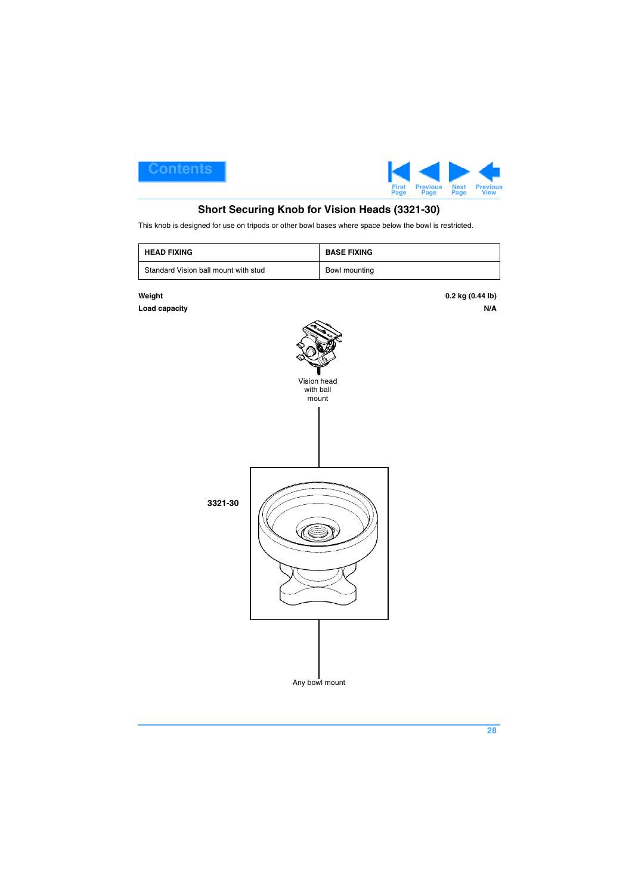## Short Securing Knob for Vision Heads (3321-30)

This knob is designed for use on tripods or other bowl bases where space below the bowl is restricted.

| HEAD FIXING | BASE FIXING |
|---|---|
| Standard Vision ball mount with stud | Bowl mounting |

**Weight** **0.2 kg (0.44 lb)**

**Load capacity** **N/A**

Vision head with ball mount

**3321-30**

Any bowl mount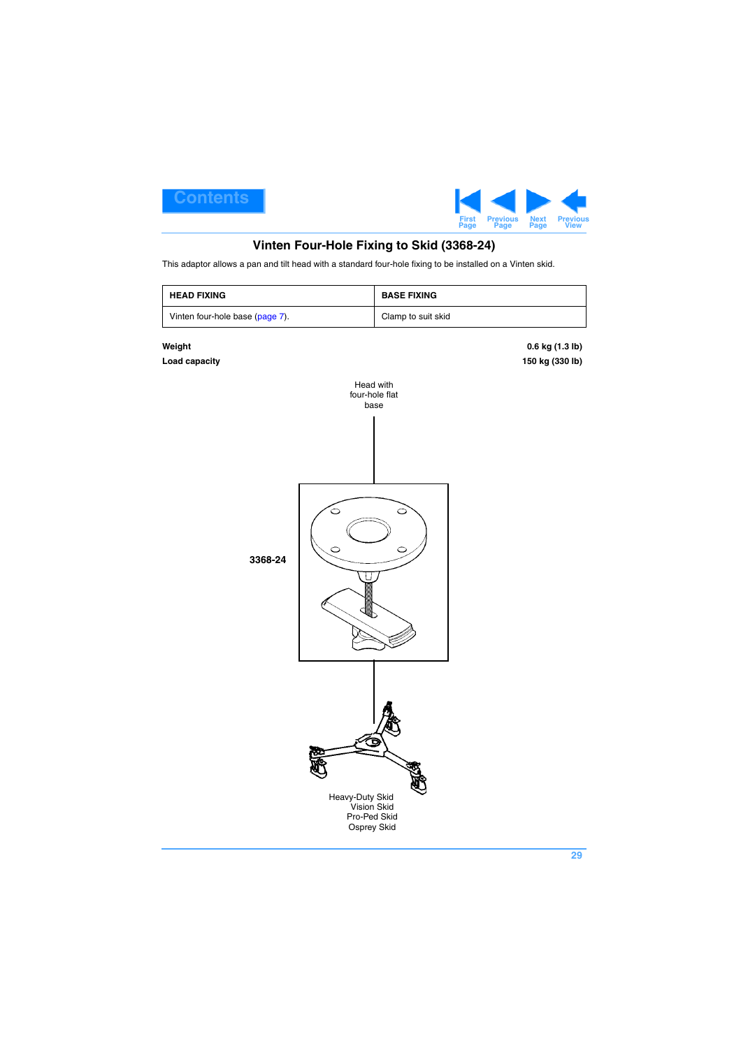## Vinten Four-Hole Fixing to Skid (3368-24)

This adaptor allows a pan and tilt head with a standard four-hole fixing to be installed on a Vinten skid.

| HEAD FIXING | BASE FIXING |
|---|---|
| Vinten four-hole base (page 7). | Clamp to suit skid |

**Weight** **0.6 kg (1.3 lb)**

**Load capacity** **150 kg (330 lb)**

Head with four-hole flat base

**3368-24**

Heavy-Duty Skid
Vision Skid
Pro-Ped Skid
Osprey Skid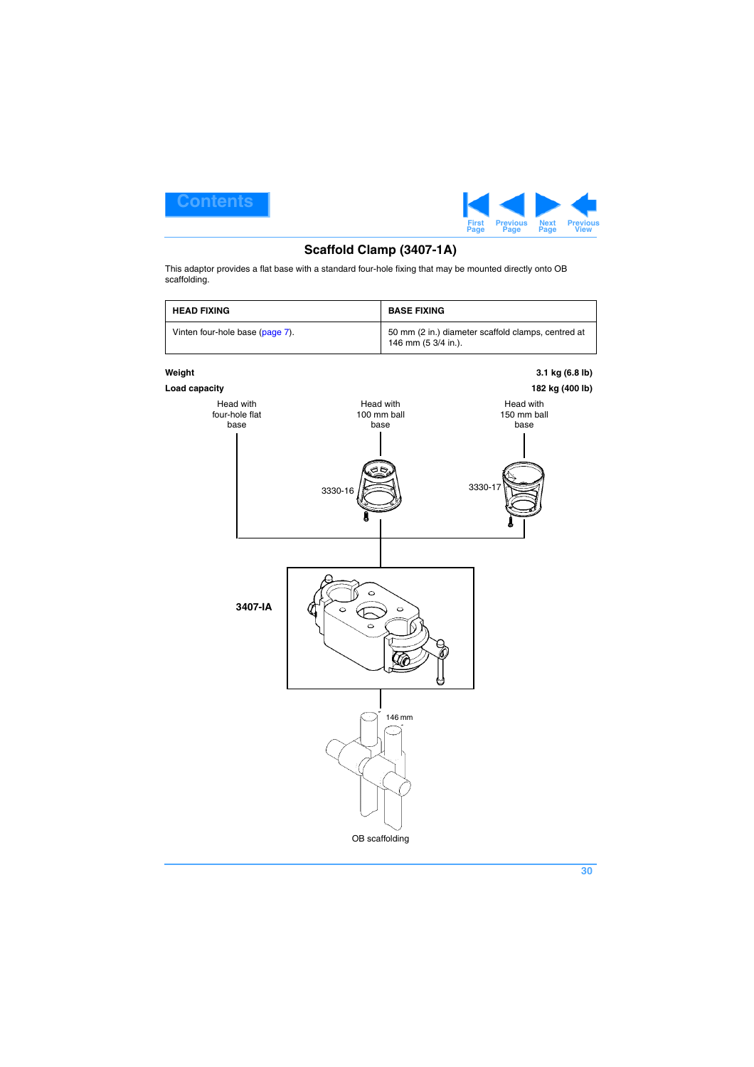## Scaffold Clamp (3407-1A)

This adaptor provides a flat base with a standard four-hole fixing that may be mounted directly onto OB scaffolding.

| HEAD FIXING | BASE FIXING |
|---|---|
| Vinten four-hole base (page 7). | 50 mm (2 in.) diameter scaffold clamps, centred at 146 mm (5 3/4 in.). |

**Weight** **3.1 kg (6.8 lb)**

**Load capacity** **182 kg (400 lb)**

Head with four-hole flat base

Head with 100 mm ball base

Head with 150 mm ball base

3330-16

3330-17

**3407-IA**

146 mm

OB scaffolding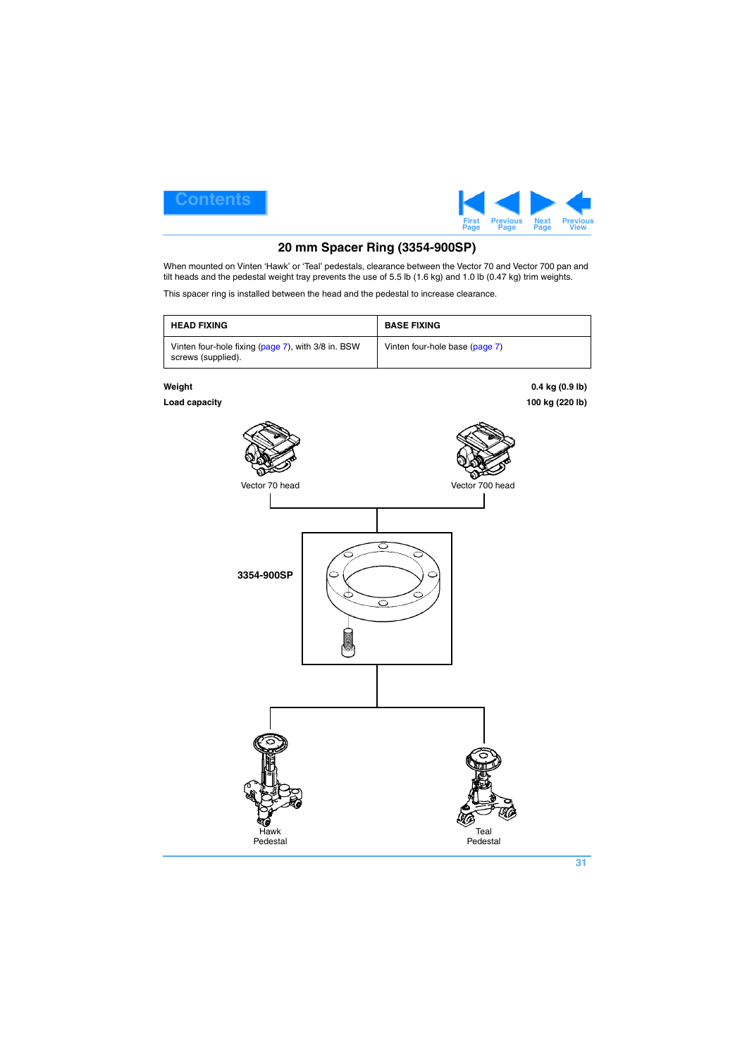## 20 mm Spacer Ring (3354-900SP)

When mounted on Vinten 'Hawk' or 'Teal' pedestals, clearance between the Vector 70 and Vector 700 pan and tilt heads and the pedestal weight tray prevents the use of 5.5 lb (1.6 kg) and 1.0 lb (0.47 kg) trim weights.

This spacer ring is installed between the head and the pedestal to increase clearance.

| HEAD FIXING | BASE FIXING |
| --- | --- |
| Vinten four-hole fixing (page 7), with 3/8 in. BSW screws (supplied). | Vinten four-hole base (page 7) |

**Weight** **0.4 kg (0.9 lb)**

**Load capacity** **100 kg (220 lb)**

Vector 70 head

Vector 700 head

**3354-900SP**

Hawk Pedestal

Teal Pedestal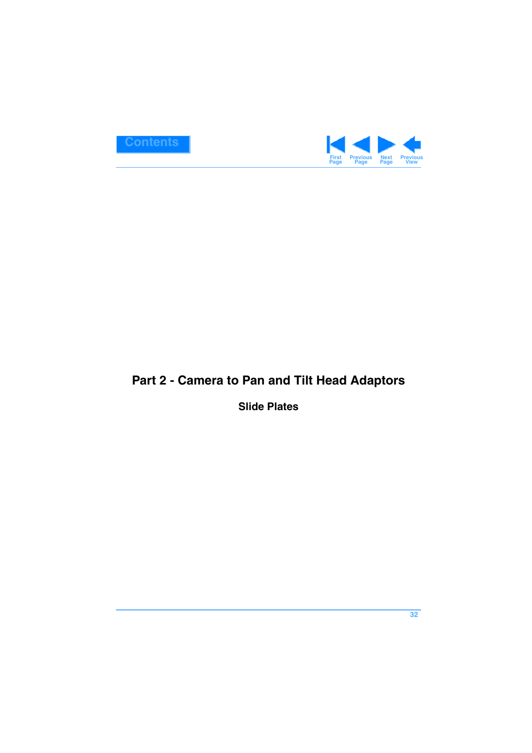# Part 2 - Camera to Pan and Tilt Head Adaptors

## Slide Plates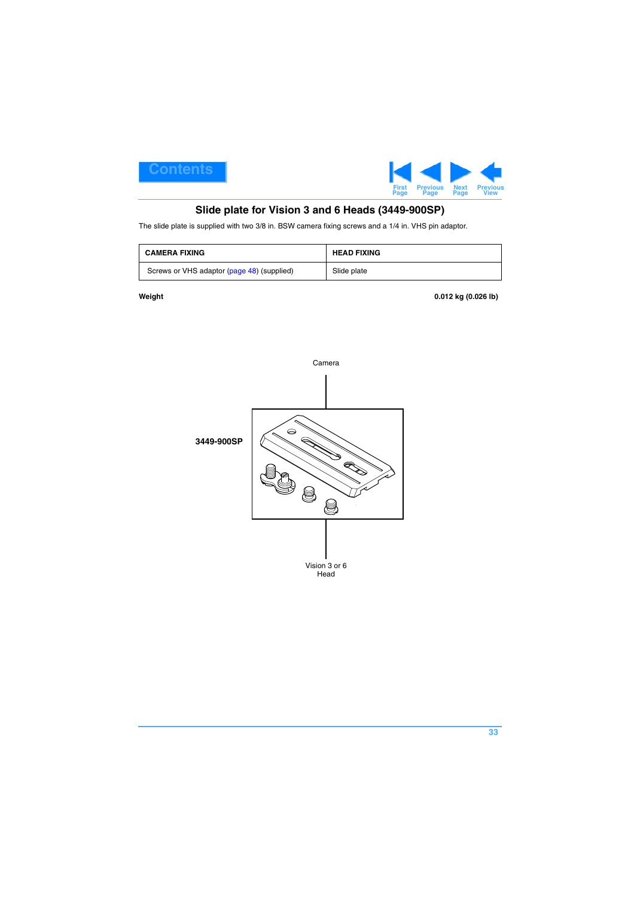## Slide plate for Vision 3 and 6 Heads (3449-900SP)

The slide plate is supplied with two 3/8 in. BSW camera fixing screws and a 1/4 in. VHS pin adaptor.

| CAMERA FIXING | HEAD FIXING |
|---|---|
| Screws or VHS adaptor (page 48) (supplied) | Slide plate |

**Weight** **0.012 kg (0.026 lb)**

Camera

**3449-900SP**

Vision 3 or 6 Head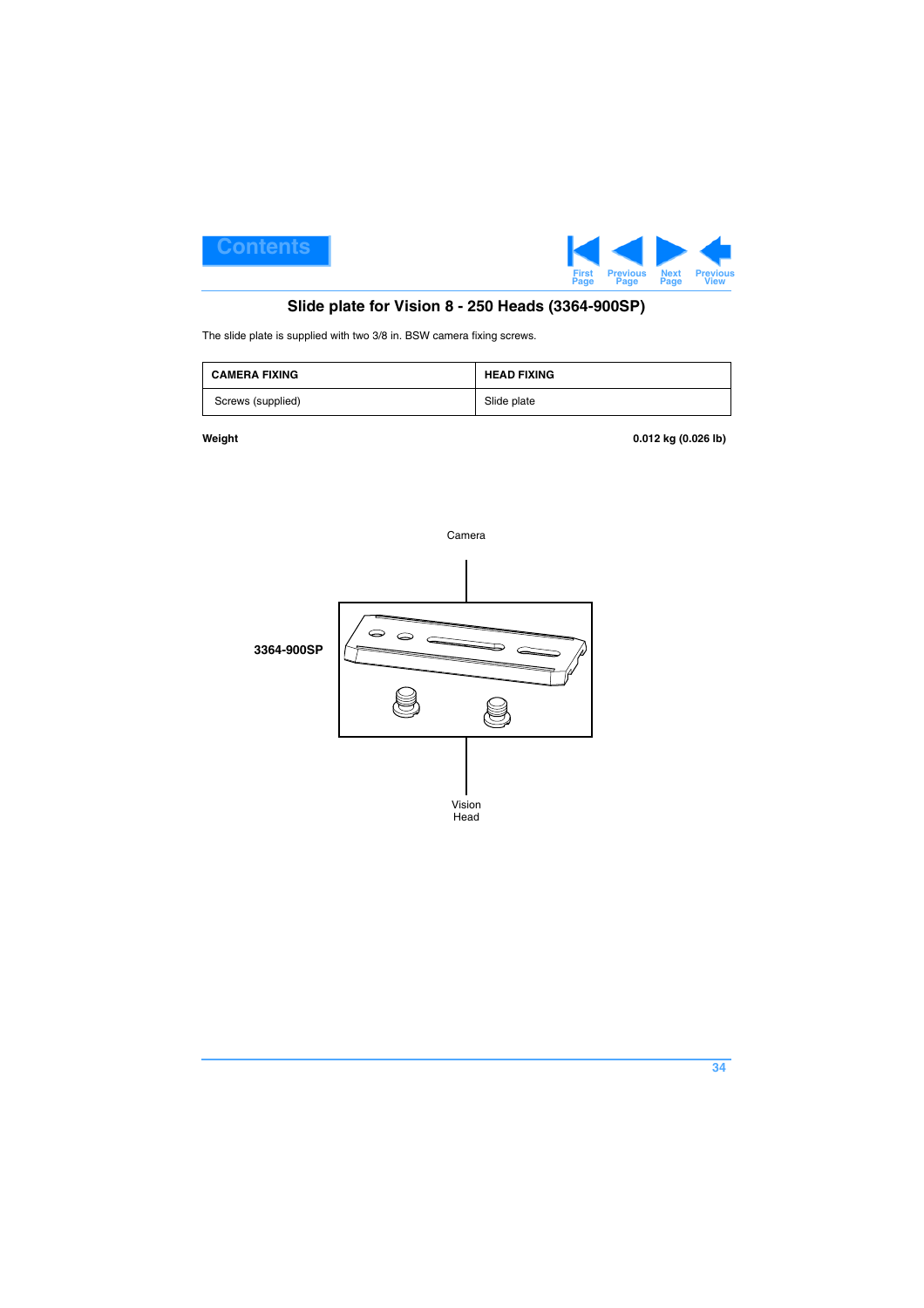## Slide plate for Vision 8 - 250 Heads (3364-900SP)

The slide plate is supplied with two 3/8 in. BSW camera fixing screws.

| CAMERA FIXING | HEAD FIXING |
|---|---|
| Screws (supplied) | Slide plate |

**Weight** **0.012 kg (0.026 lb)**

Camera

**3364-900SP**

Vision Head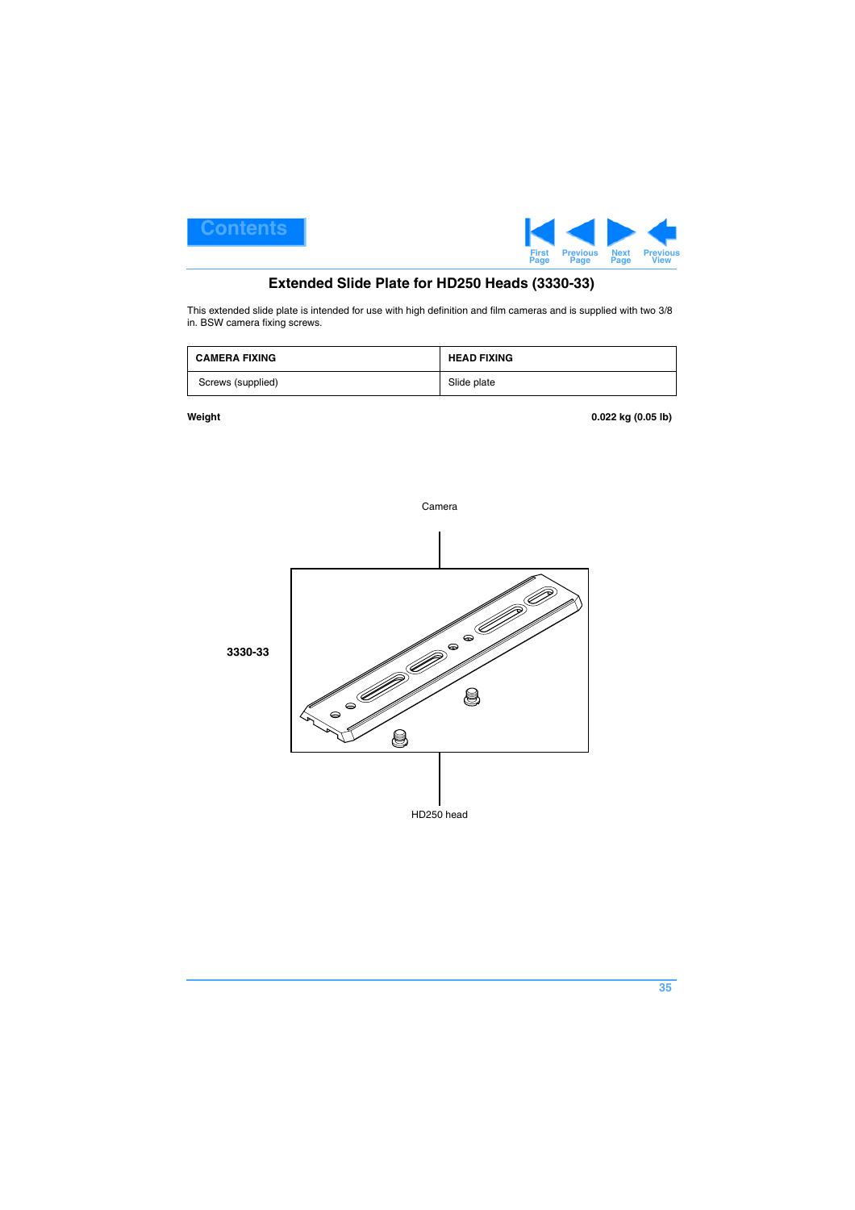# Extended Slide Plate for HD250 Heads (3330-33)

This extended slide plate is intended for use with high definition and film cameras and is supplied with two 3/8 in. BSW camera fixing screws.

| CAMERA FIXING | HEAD FIXING |
|---|---|
| Screws (supplied) | Slide plate |

**Weight** **0.022 kg (0.05 lb)**

Camera

**3330-33**

HD250 head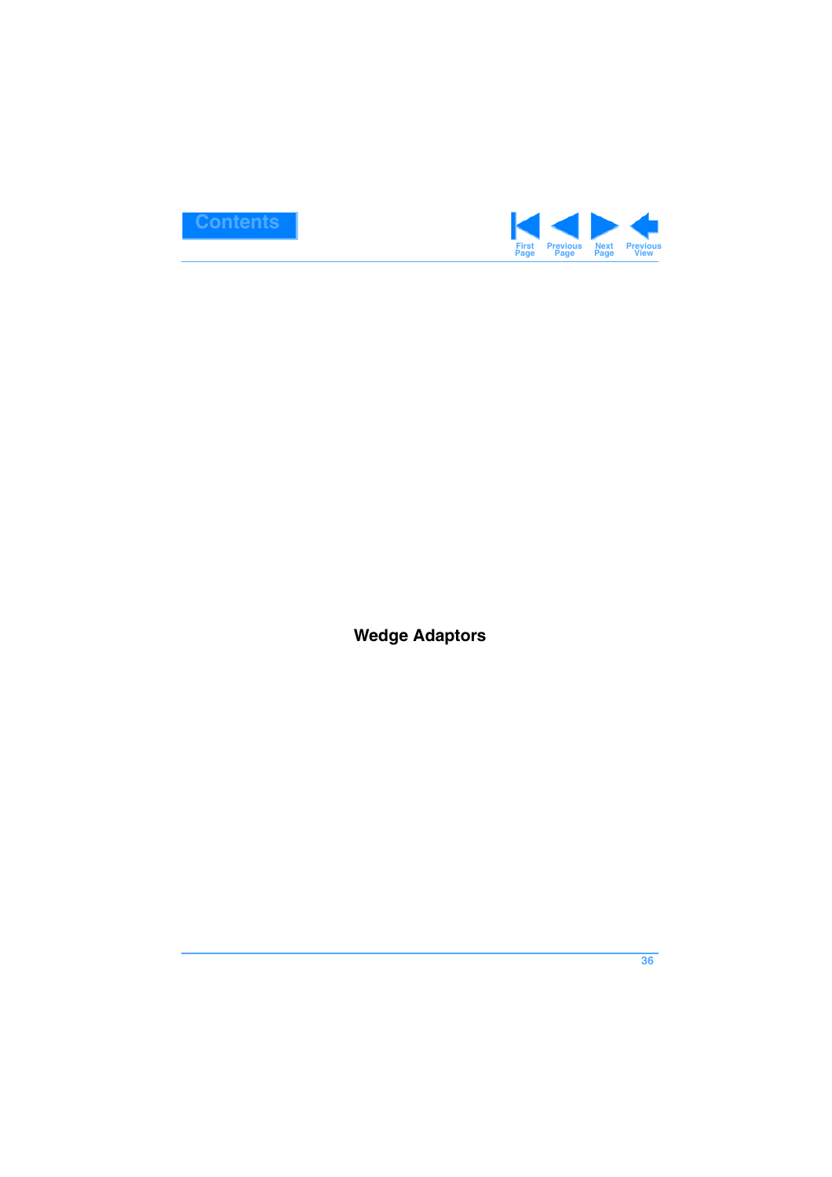# Wedge Adaptors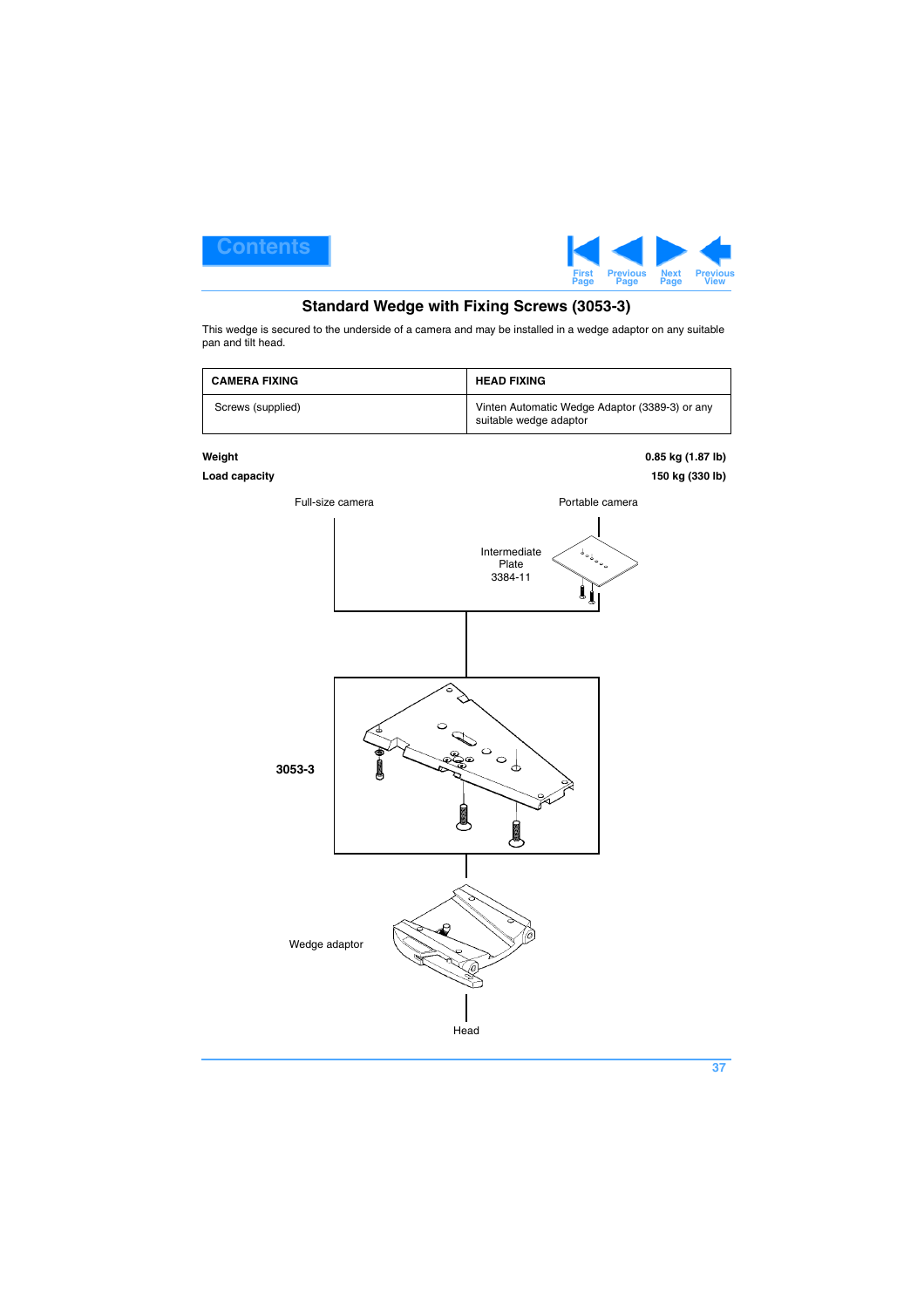## Standard Wedge with Fixing Screws (3053-3)

This wedge is secured to the underside of a camera and may be installed in a wedge adaptor on any suitable pan and tilt head.

| CAMERA FIXING | HEAD FIXING |
| --- | --- |
| Screws (supplied) | Vinten Automatic Wedge Adaptor (3389-3) or any suitable wedge adaptor |

**Weight** **0.85 kg (1.87 lb)**

**Load capacity** **150 kg (330 lb)**

Full-size camera

Portable camera

Intermediate Plate 3384-11

**3053-3**

Wedge adaptor

Head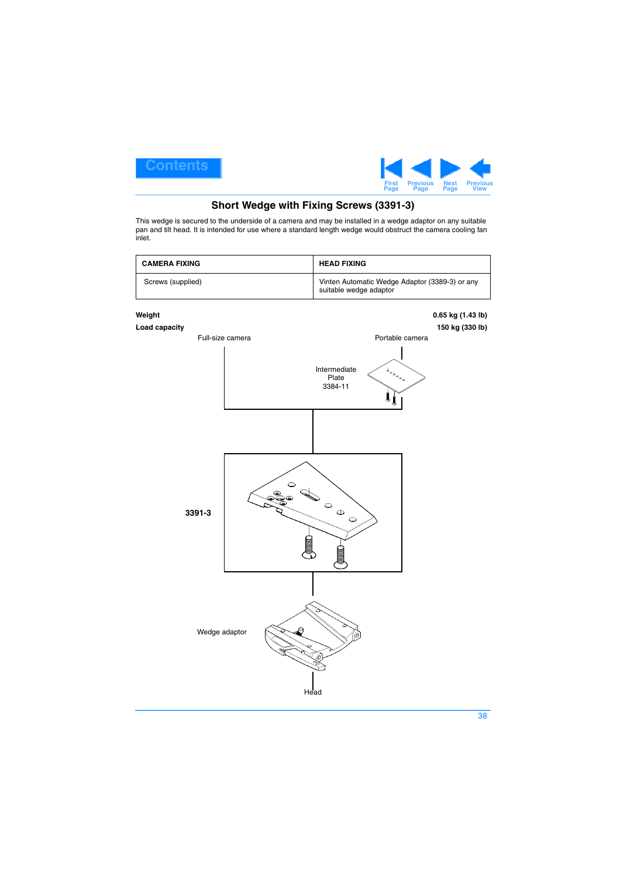# Short Wedge with Fixing Screws (3391-3)

This wedge is secured to the underside of a camera and may be installed in a wedge adaptor on any suitable pan and tilt head. It is intended for use where a standard length wedge would obstruct the camera cooling fan inlet.

| CAMERA FIXING | HEAD FIXING |
|---|---|
| Screws (supplied) | Vinten Automatic Wedge Adaptor (3389-3) or any suitable wedge adaptor |

**Weight** **0.65 kg (1.43 lb)**

**Load capacity** **150 kg (330 lb)**

Full-size camera

Portable camera

Intermediate Plate 3384-11

**3391-3**

Wedge adaptor

Head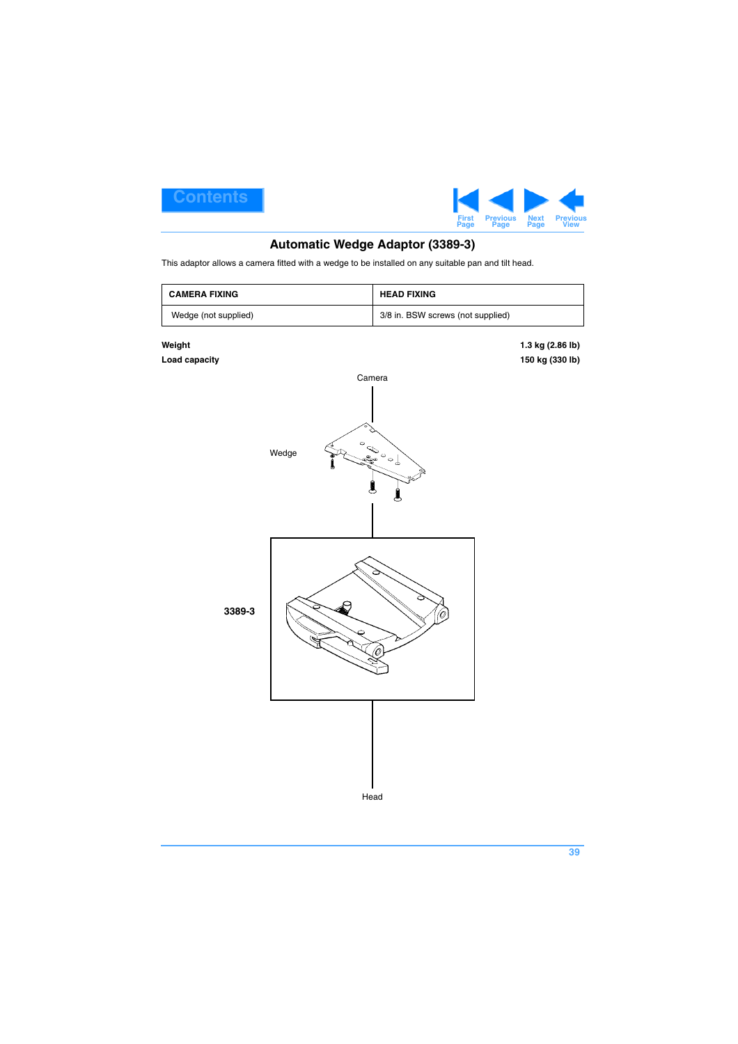## Automatic Wedge Adaptor (3389-3)

This adaptor allows a camera fitted with a wedge to be installed on any suitable pan and tilt head.

| CAMERA FIXING | HEAD FIXING |
|---|---|
| Wedge (not supplied) | 3/8 in. BSW screws (not supplied) |

**Weight** **1.3 kg (2.86 lb)**

**Load capacity** **150 kg (330 lb)**

Camera

Wedge

**3389-3**

Head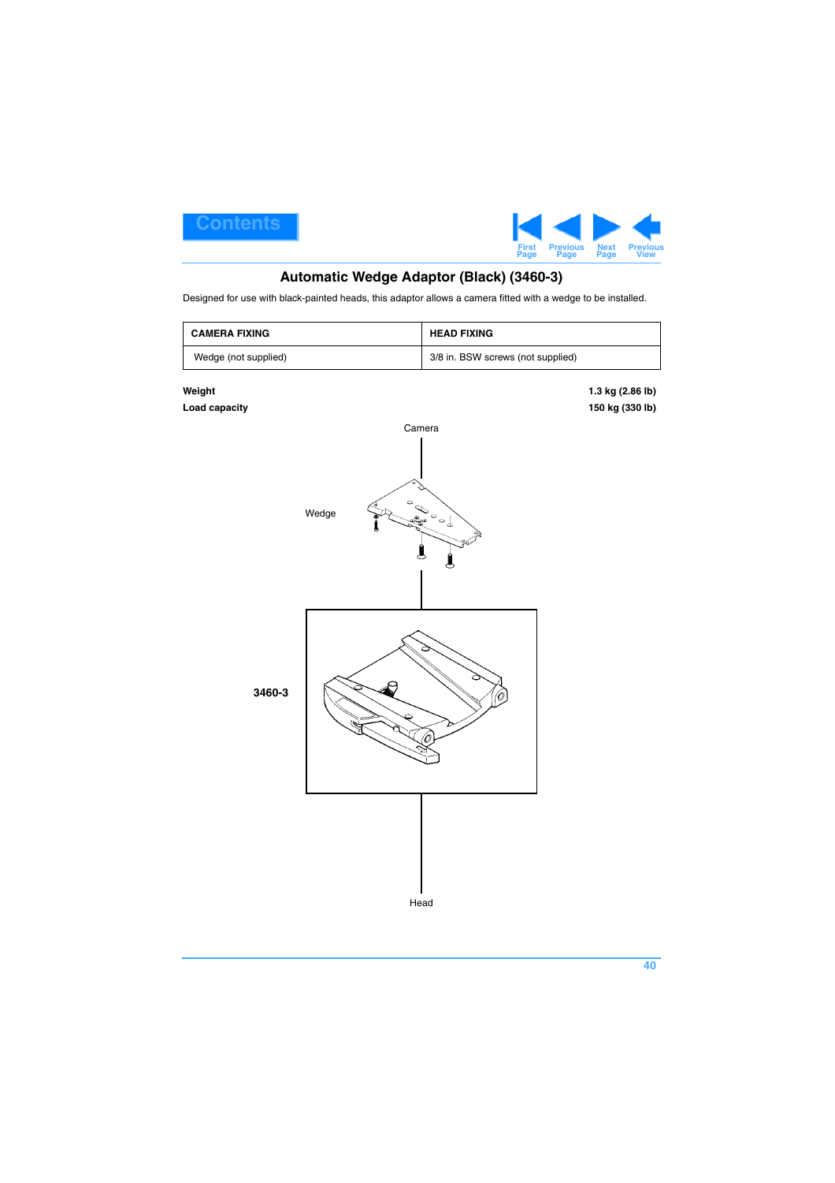## Automatic Wedge Adaptor (Black) (3460-3)

Designed for use with black-painted heads, this adaptor allows a camera fitted with a wedge to be installed.

| CAMERA FIXING | HEAD FIXING |
| --- | --- |
| Wedge (not supplied) | 3/8 in. BSW screws (not supplied) |

**Weight** **1.3 kg (2.86 lb)**

**Load capacity** **150 kg (330 lb)**

Camera

Wedge

**3460-3**

Head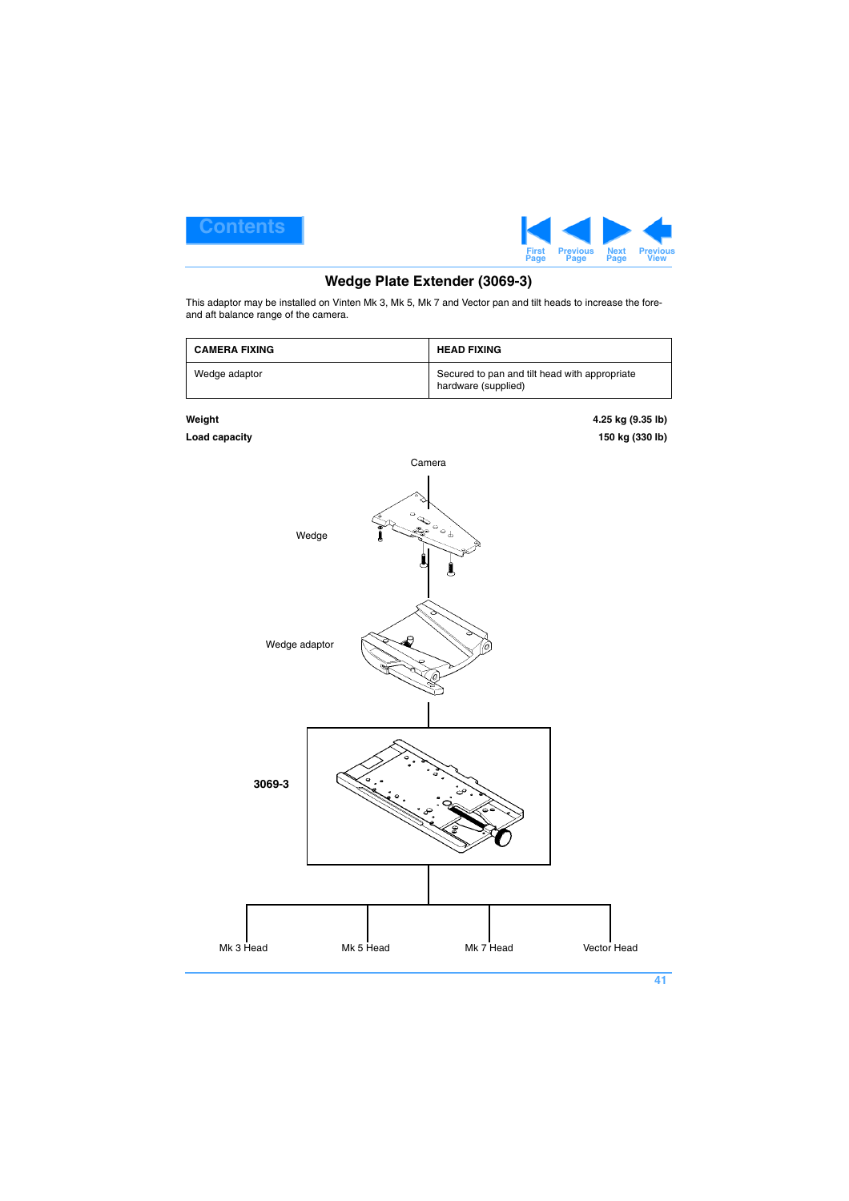## Wedge Plate Extender (3069-3)

This adaptor may be installed on Vinten Mk 3, Mk 5, Mk 7 and Vector pan and tilt heads to increase the fore- and aft balance range of the camera.

| CAMERA FIXING | HEAD FIXING |
|---|---|
| Wedge adaptor | Secured to pan and tilt head with appropriate hardware (supplied) |

**Weight** — **4.25 kg (9.35 lb)**

**Load capacity** — **150 kg (330 lb)**

Camera

Wedge

Wedge adaptor

**3069-3**

Mk 3 Head

Mk 5 Head

Mk 7 Head

Vector Head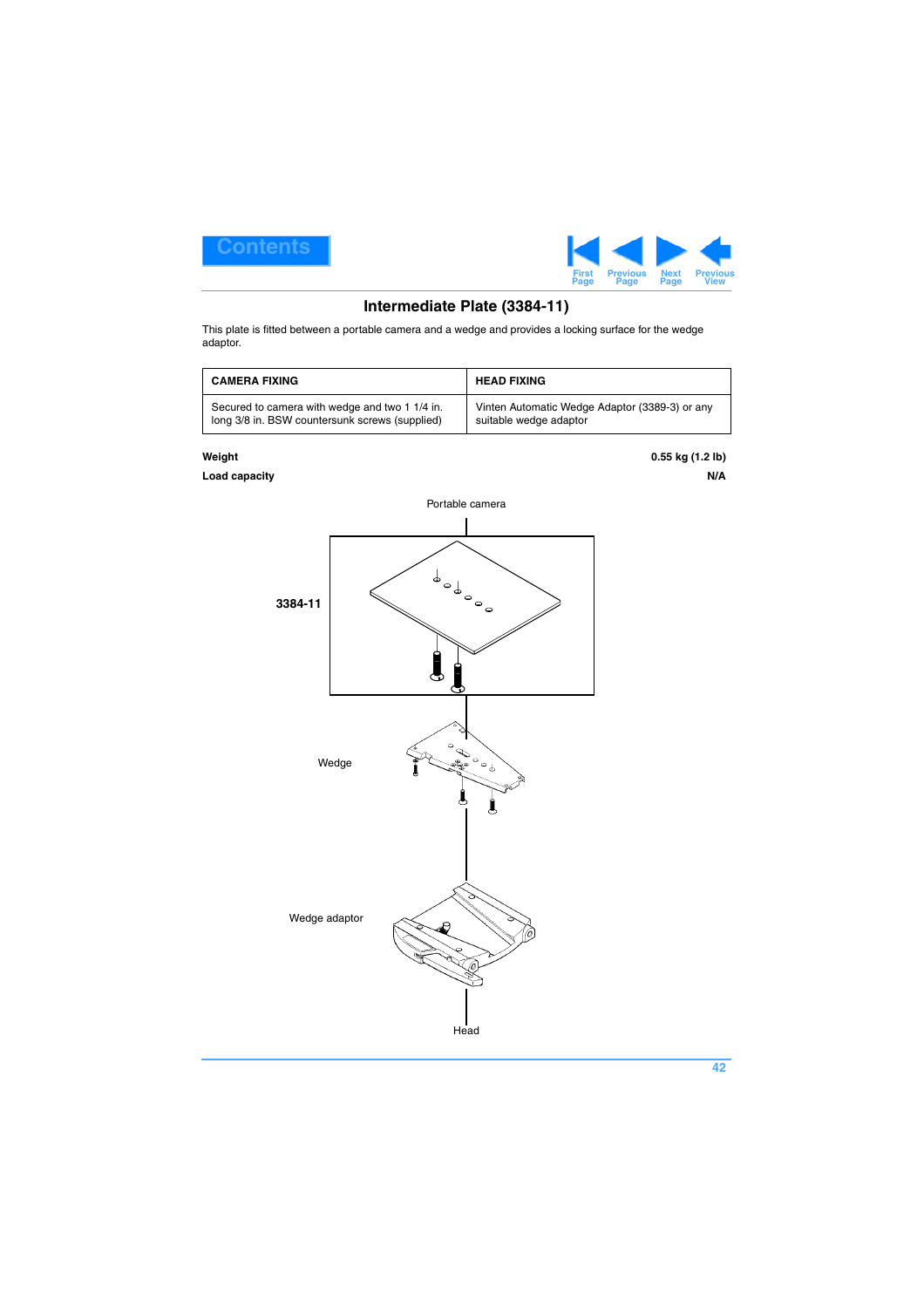## Intermediate Plate (3384-11)

This plate is fitted between a portable camera and a wedge and provides a locking surface for the wedge adaptor.

| CAMERA FIXING | HEAD FIXING |
|---|---|
| Secured to camera with wedge and two 1 1/4 in. long 3/8 in. BSW countersunk screws (supplied) | Vinten Automatic Wedge Adaptor (3389-3) or any suitable wedge adaptor |

**Weight** **0.55 kg (1.2 lb)**

**Load capacity** **N/A**

Portable camera

**3384-11**

Wedge

Wedge adaptor

Head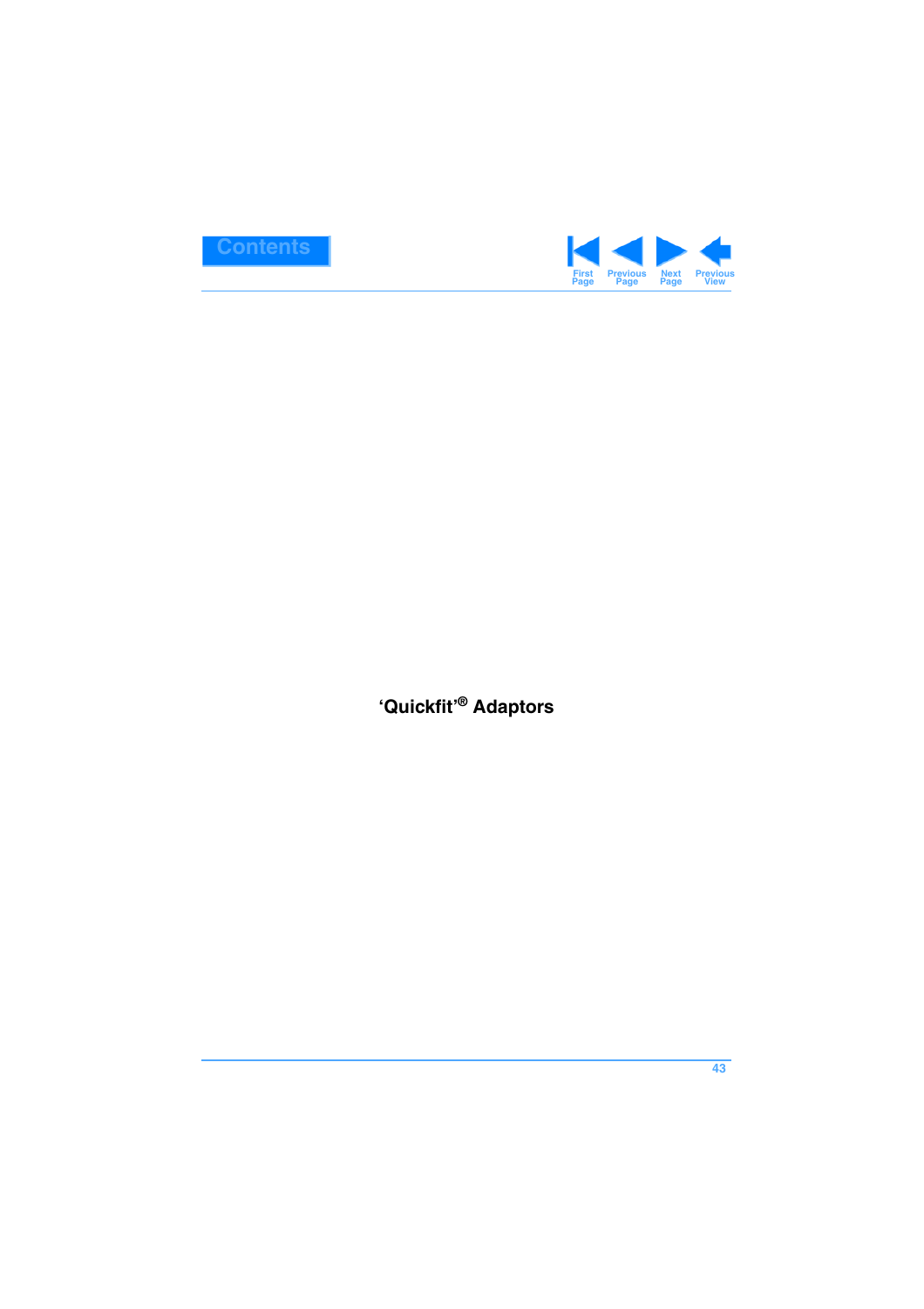# ‘Quickfit’® Adaptors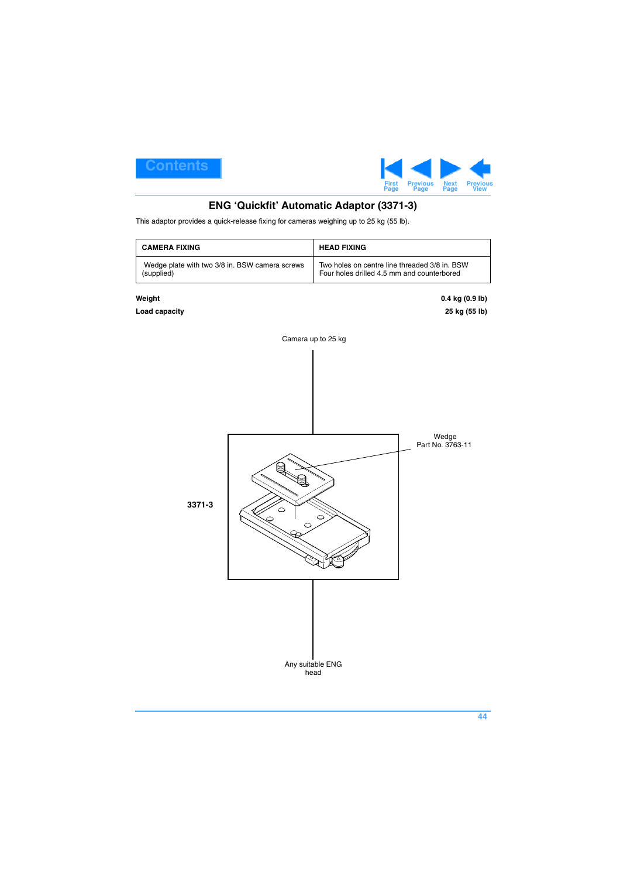## ENG 'Quickfit' Automatic Adaptor (3371-3)

This adaptor provides a quick-release fixing for cameras weighing up to 25 kg (55 lb).

| CAMERA FIXING | HEAD FIXING |
|---|---|
| Wedge plate with two 3/8 in. BSW camera screws (supplied) | Two holes on centre line threaded 3/8 in. BSW<br>Four holes drilled 4.5 mm and counterbored |

**Weight** **0.4 kg (0.9 lb)**

**Load capacity** **25 kg (55 lb)**

Camera up to 25 kg

Wedge
Part No. 3763-11

**3371-3**

Any suitable ENG head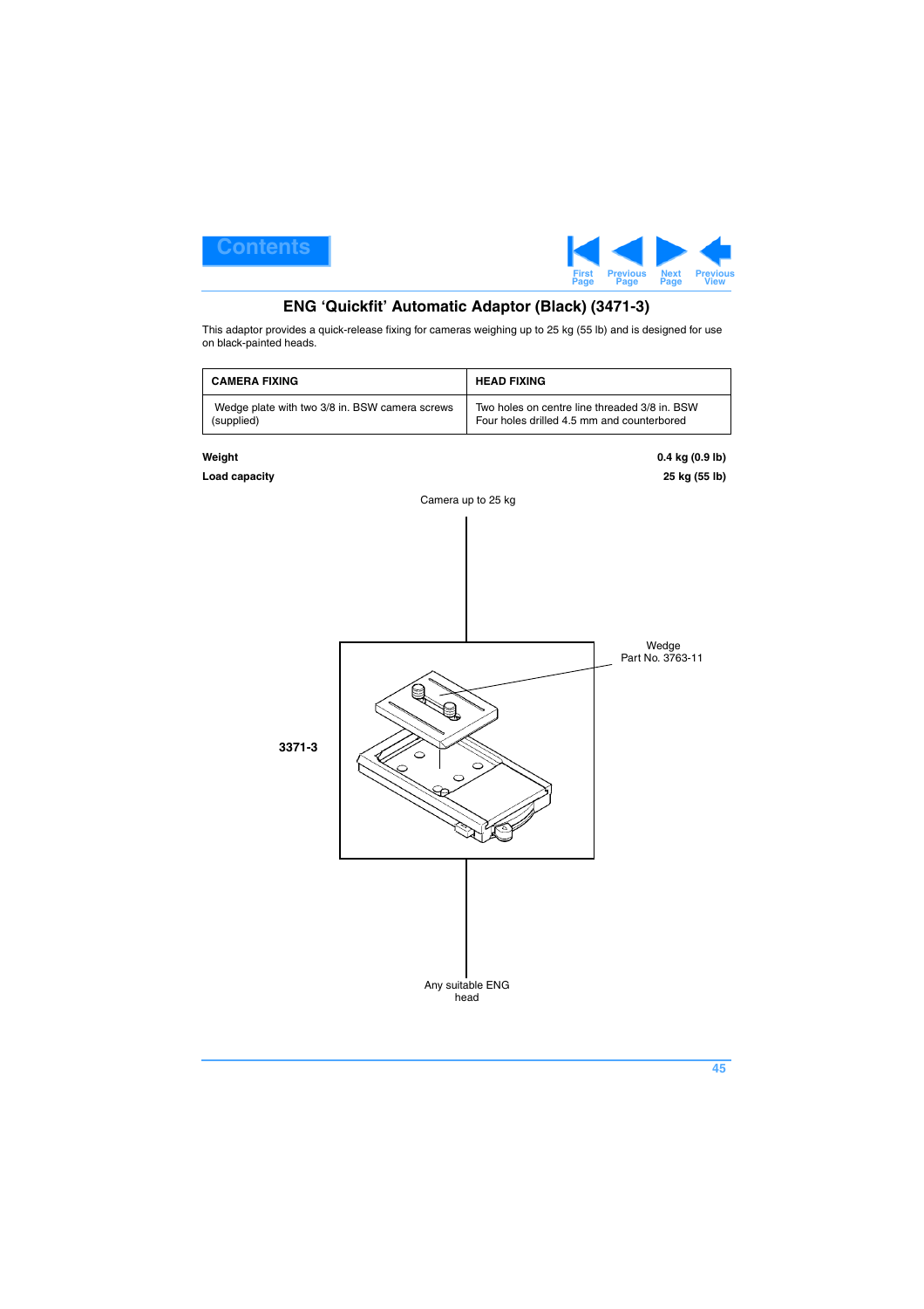## ENG 'Quickfit' Automatic Adaptor (Black) (3471-3)

This adaptor provides a quick-release fixing for cameras weighing up to 25 kg (55 lb) and is designed for use on black-painted heads.

| CAMERA FIXING | HEAD FIXING |
|---|---|
| Wedge plate with two 3/8 in. BSW camera screws (supplied) | Two holes on centre line threaded 3/8 in. BSW<br>Four holes drilled 4.5 mm and counterbored |

**Weight** **0.4 kg (0.9 lb)**

**Load capacity** **25 kg (55 lb)**

Camera up to 25 kg

Wedge
Part No. 3763-11

**3371-3**

Any suitable ENG head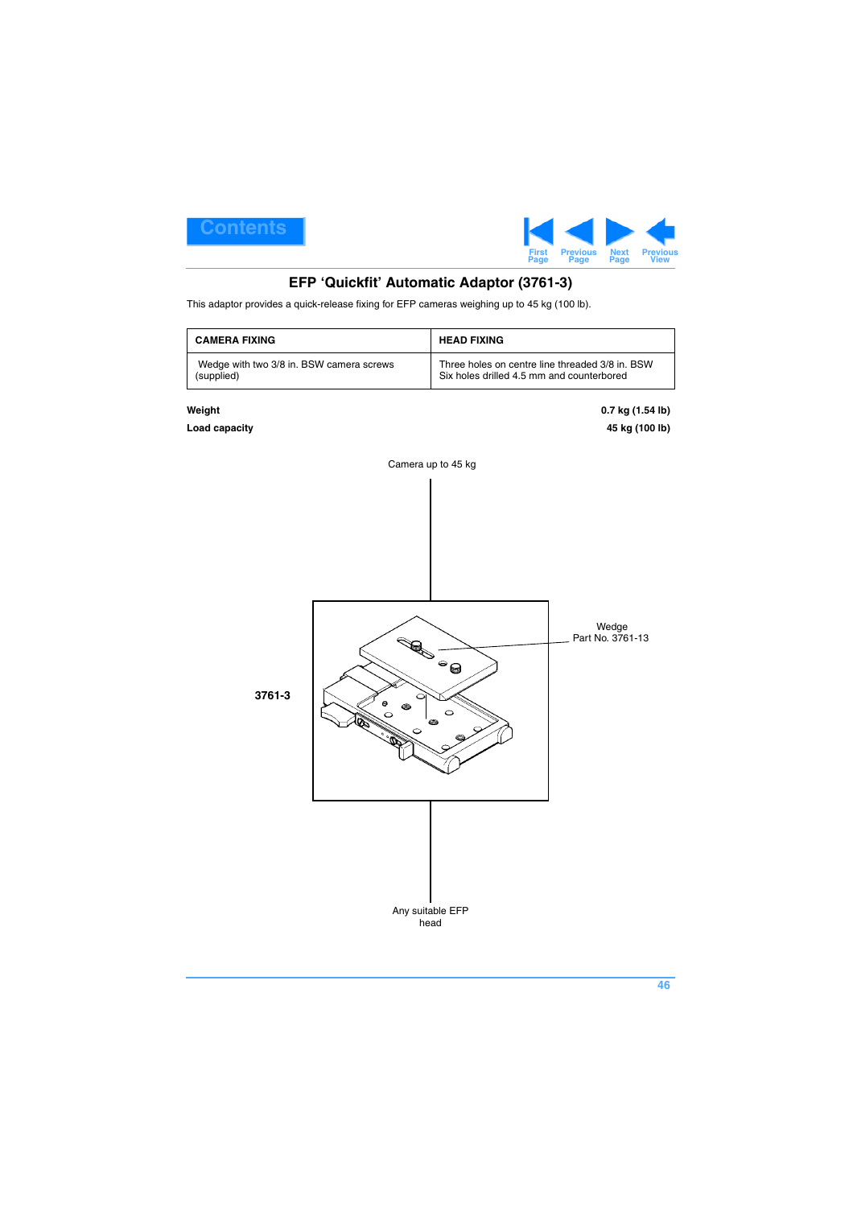## EFP 'Quickfit' Automatic Adaptor (3761-3)

This adaptor provides a quick-release fixing for EFP cameras weighing up to 45 kg (100 lb).

| CAMERA FIXING | HEAD FIXING |
|---|---|
| Wedge with two 3/8 in. BSW camera screws (supplied) | Three holes on centre line threaded 3/8 in. BSW<br>Six holes drilled 4.5 mm and counterbored |

**Weight** **0.7 kg (1.54 lb)**

**Load capacity** **45 kg (100 lb)**

Camera up to 45 kg

Wedge
Part No. 3761-13

**3761-3**

Any suitable EFP head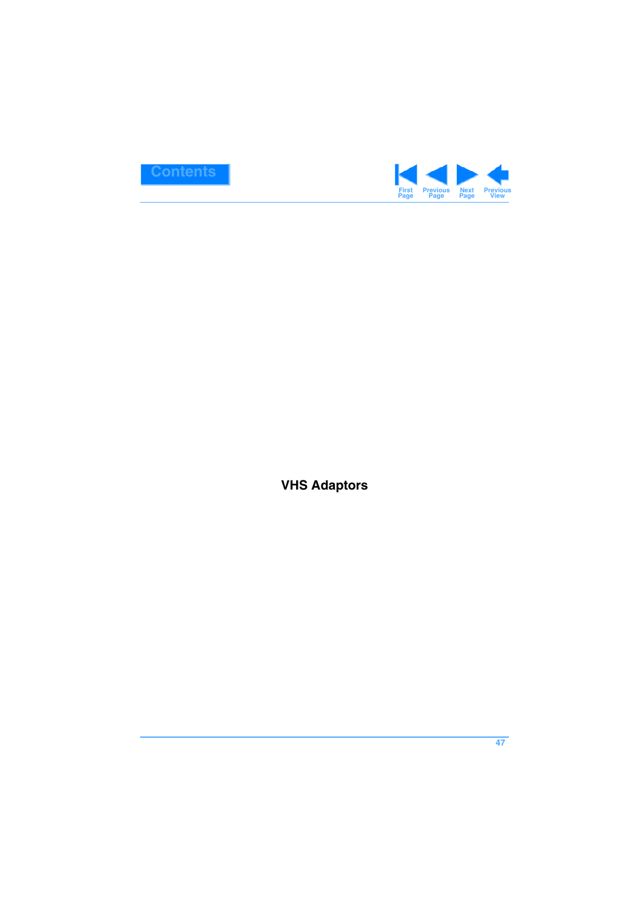# VHS Adaptors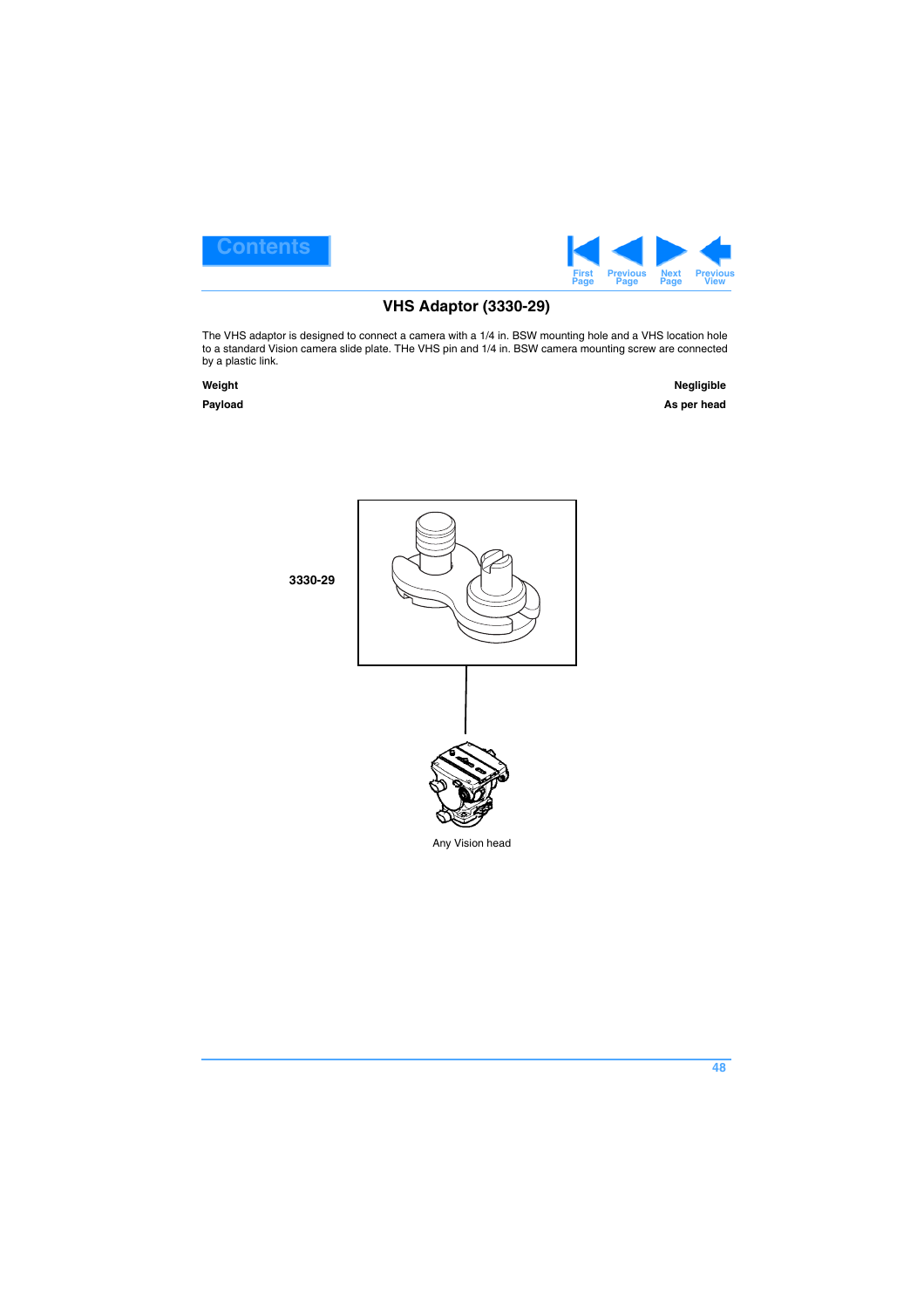## VHS Adaptor (3330-29)

The VHS adaptor is designed to connect a camera with a 1/4 in. BSW mounting hole and a VHS location hole to a standard Vision camera slide plate. THe VHS pin and 1/4 in. BSW camera mounting screw are connected by a plastic link.

| | |
|---|---|
| **Weight** | **Negligible** |
| **Payload** | **As per head** |

**3330-29**

Any Vision head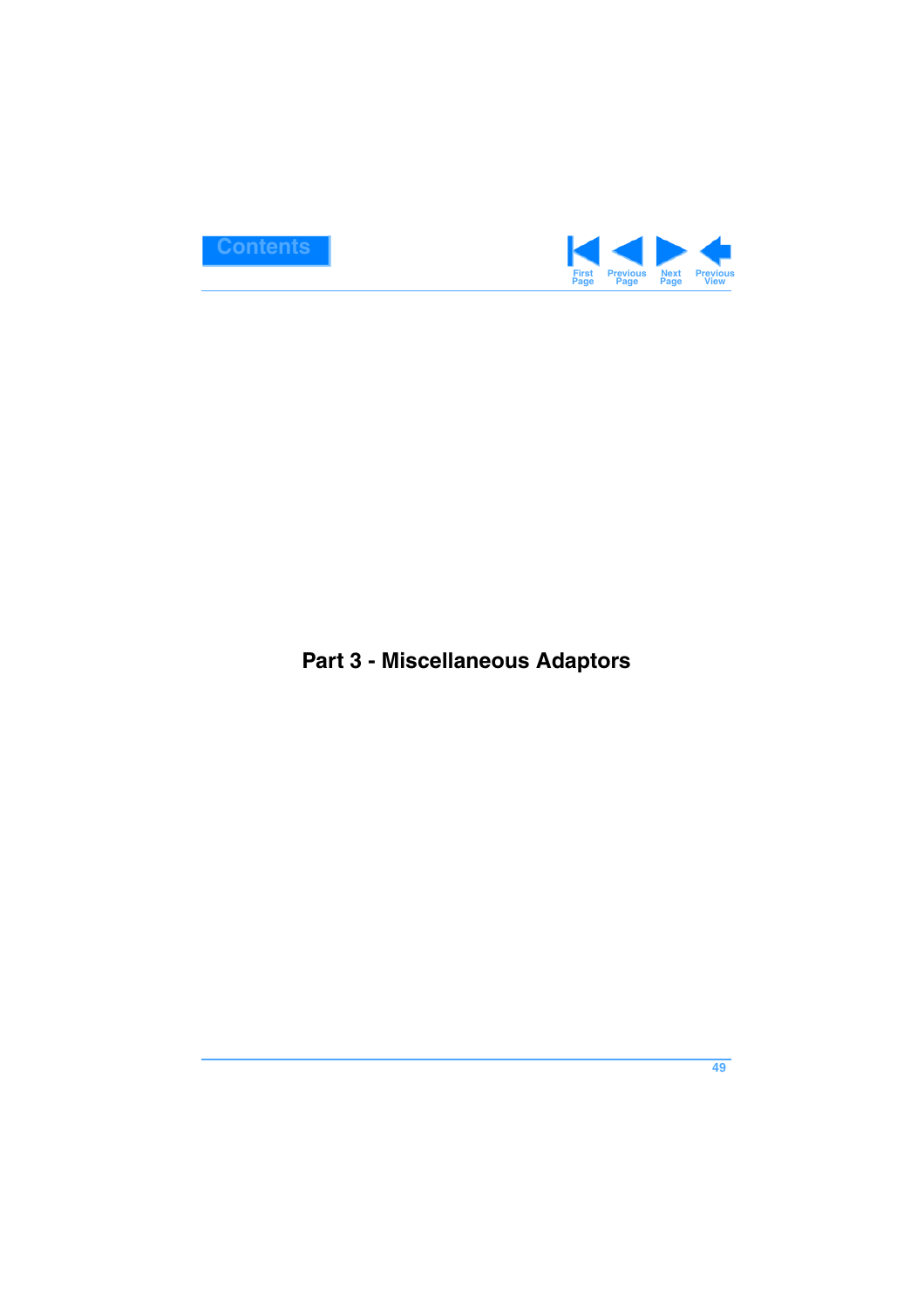# Part 3 - Miscellaneous Adaptors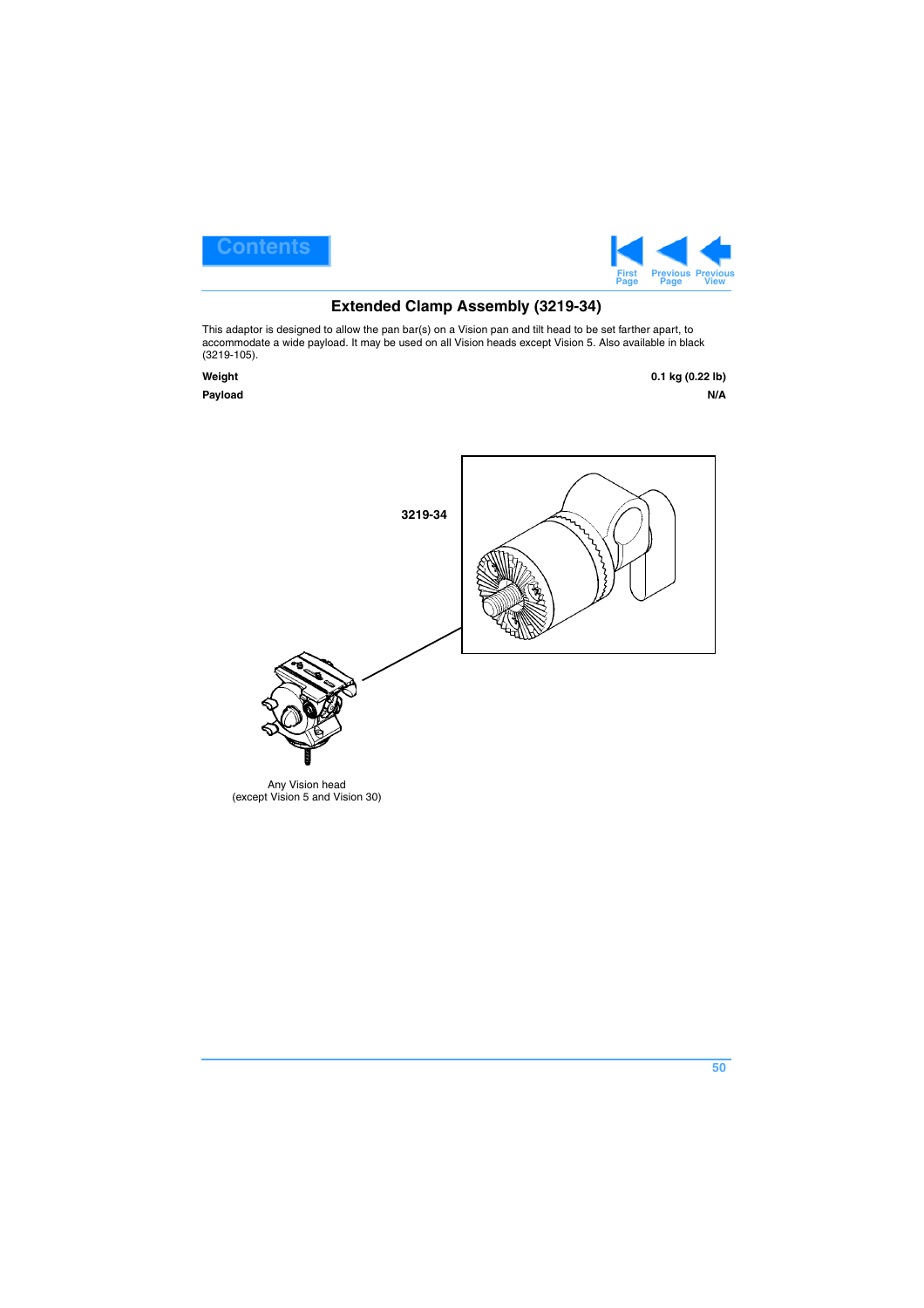Contents

# Extended Clamp Assembly (3219-34)

This adaptor is designed to allow the pan bar(s) on a Vision pan and tilt head to be set farther apart, to accommodate a wide payload. It may be used on all Vision heads except Vision 5. Also available in black (3219-105).

| | |
|---|---|
| **Weight** | **0.1 kg (0.22 lb)** |
| **Payload** | **N/A** |

**3219-34**

Any Vision head
(except Vision 5 and Vision 30)